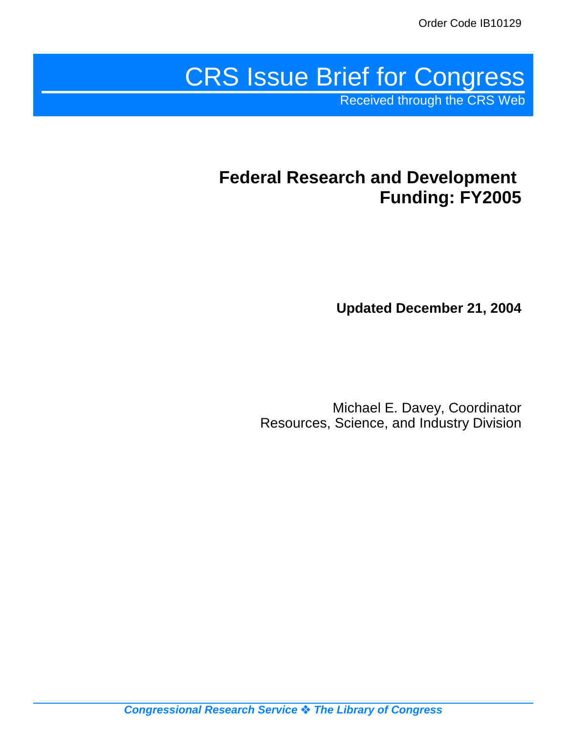Order Code IB10129

# CRS Issue Brief for Congress

Received through the CRS Web

## Federal Research and Development Funding: FY2005

**Updated December 21, 2004**

Michael E. Davey, Coordinator
Resources, Science, and Industry Division

*Congressional Research Service ❖ The Library of Congress*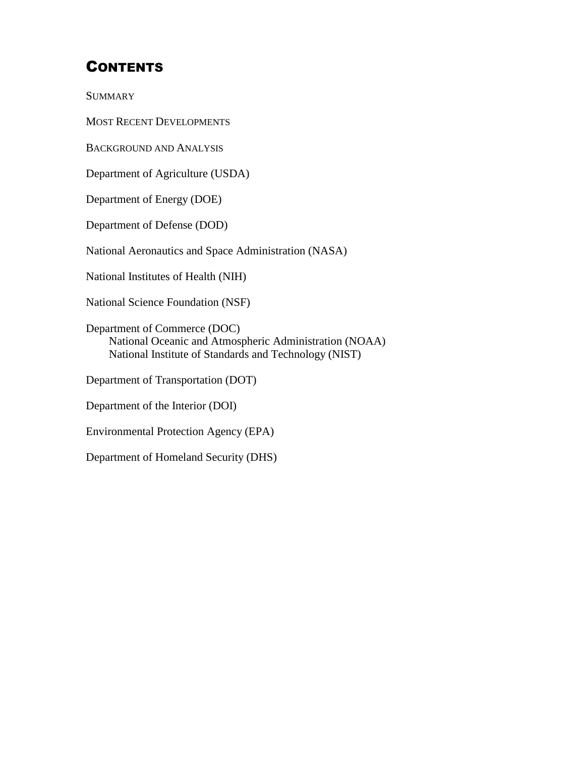## Contents

SUMMARY

MOST RECENT DEVELOPMENTS

BACKGROUND AND ANALYSIS

Department of Agriculture (USDA)

Department of Energy (DOE)

Department of Defense (DOD)

National Aeronautics and Space Administration (NASA)

National Institutes of Health (NIH)

National Science Foundation (NSF)

Department of Commerce (DOC)
- National Oceanic and Atmospheric Administration (NOAA)
- National Institute of Standards and Technology (NIST)

Department of Transportation (DOT)

Department of the Interior (DOI)

Environmental Protection Agency (EPA)

Department of Homeland Security (DHS)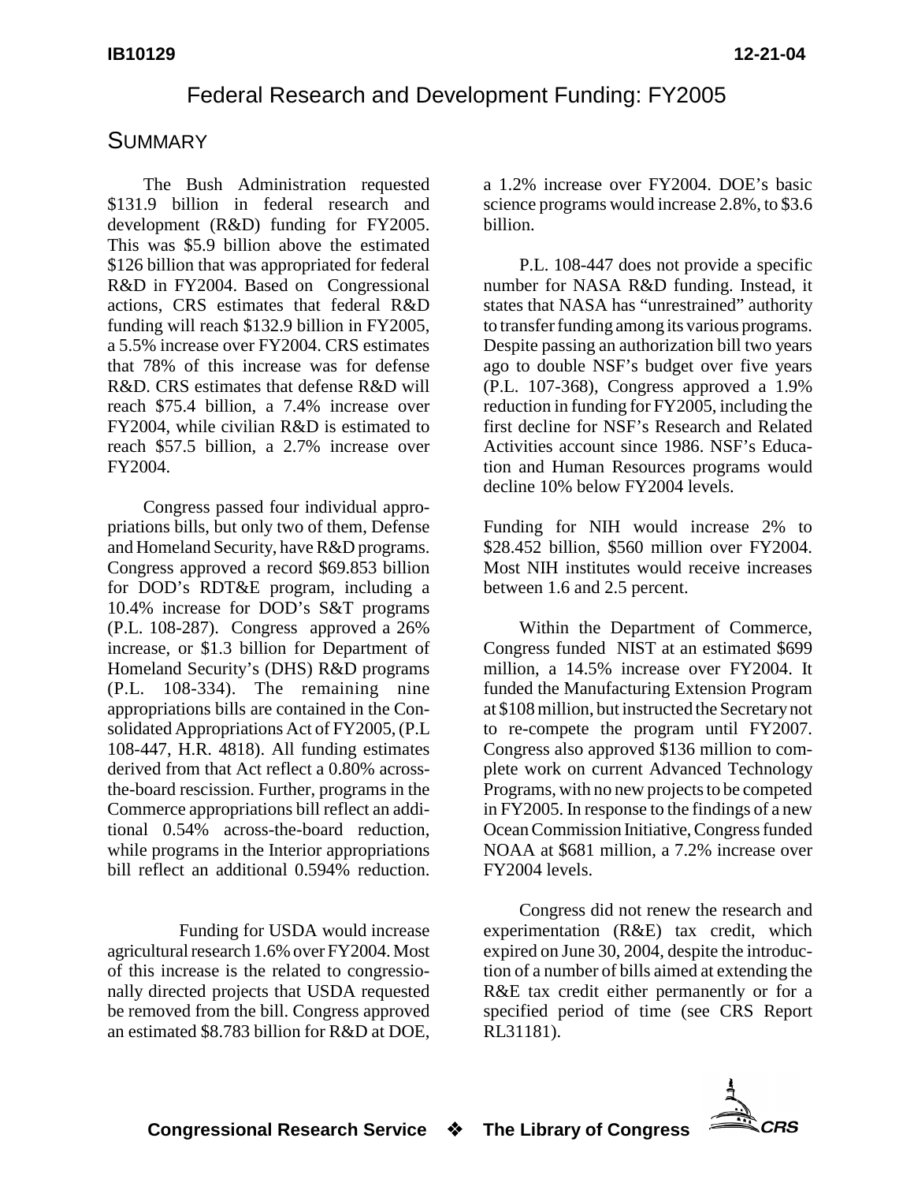# Federal Research and Development Funding: FY2005

## SUMMARY

The Bush Administration requested \$131.9 billion in federal research and development (R&D) funding for FY2005. This was \$5.9 billion above the estimated \$126 billion that was appropriated for federal R&D in FY2004. Based on Congressional actions, CRS estimates that federal R&D funding will reach \$132.9 billion in FY2005, a 5.5% increase over FY2004. CRS estimates that 78% of this increase was for defense R&D. CRS estimates that defense R&D will reach \$75.4 billion, a 7.4% increase over FY2004, while civilian R&D is estimated to reach \$57.5 billion, a 2.7% increase over FY2004.

Congress passed four individual appropriations bills, but only two of them, Defense and Homeland Security, have R&D programs. Congress approved a record \$69.853 billion for DOD's RDT&E program, including a 10.4% increase for DOD's S&T programs (P.L. 108-287). Congress approved a 26% increase, or \$1.3 billion for Department of Homeland Security's (DHS) R&D programs (P.L. 108-334). The remaining nine appropriations bills are contained in the Consolidated Appropriations Act of FY2005, (P.L 108-447, H.R. 4818). All funding estimates derived from that Act reflect a 0.80% across-the-board rescission. Further, programs in the Commerce appropriations bill reflect an additional 0.54% across-the-board reduction, while programs in the Interior appropriations bill reflect an additional 0.594% reduction.

Funding for USDA would increase agricultural research 1.6% over FY2004. Most of this increase is the related to congressionally directed projects that USDA requested be removed from the bill. Congress approved an estimated \$8.783 billion for R&D at DOE, a 1.2% increase over FY2004. DOE's basic science programs would increase 2.8%, to \$3.6 billion.

P.L. 108-447 does not provide a specific number for NASA R&D funding. Instead, it states that NASA has "unrestrained" authority to transfer funding among its various programs. Despite passing an authorization bill two years ago to double NSF's budget over five years (P.L. 107-368), Congress approved a 1.9% reduction in funding for FY2005, including the first decline for NSF's Research and Related Activities account since 1986. NSF's Education and Human Resources programs would decline 10% below FY2004 levels.

Funding for NIH would increase 2% to \$28.452 billion, \$560 million over FY2004. Most NIH institutes would receive increases between 1.6 and 2.5 percent.

Within the Department of Commerce, Congress funded NIST at an estimated \$699 million, a 14.5% increase over FY2004. It funded the Manufacturing Extension Program at \$108 million, but instructed the Secretary not to re-compete the program until FY2007. Congress also approved \$136 million to complete work on current Advanced Technology Programs, with no new projects to be competed in FY2005. In response to the findings of a new Ocean Commission Initiative, Congress funded NOAA at \$681 million, a 7.2% increase over FY2004 levels.

Congress did not renew the research and experimentation (R&E) tax credit, which expired on June 30, 2004, despite the introduction of a number of bills aimed at extending the R&E tax credit either permanently or for a specified period of time (see CRS Report RL31181).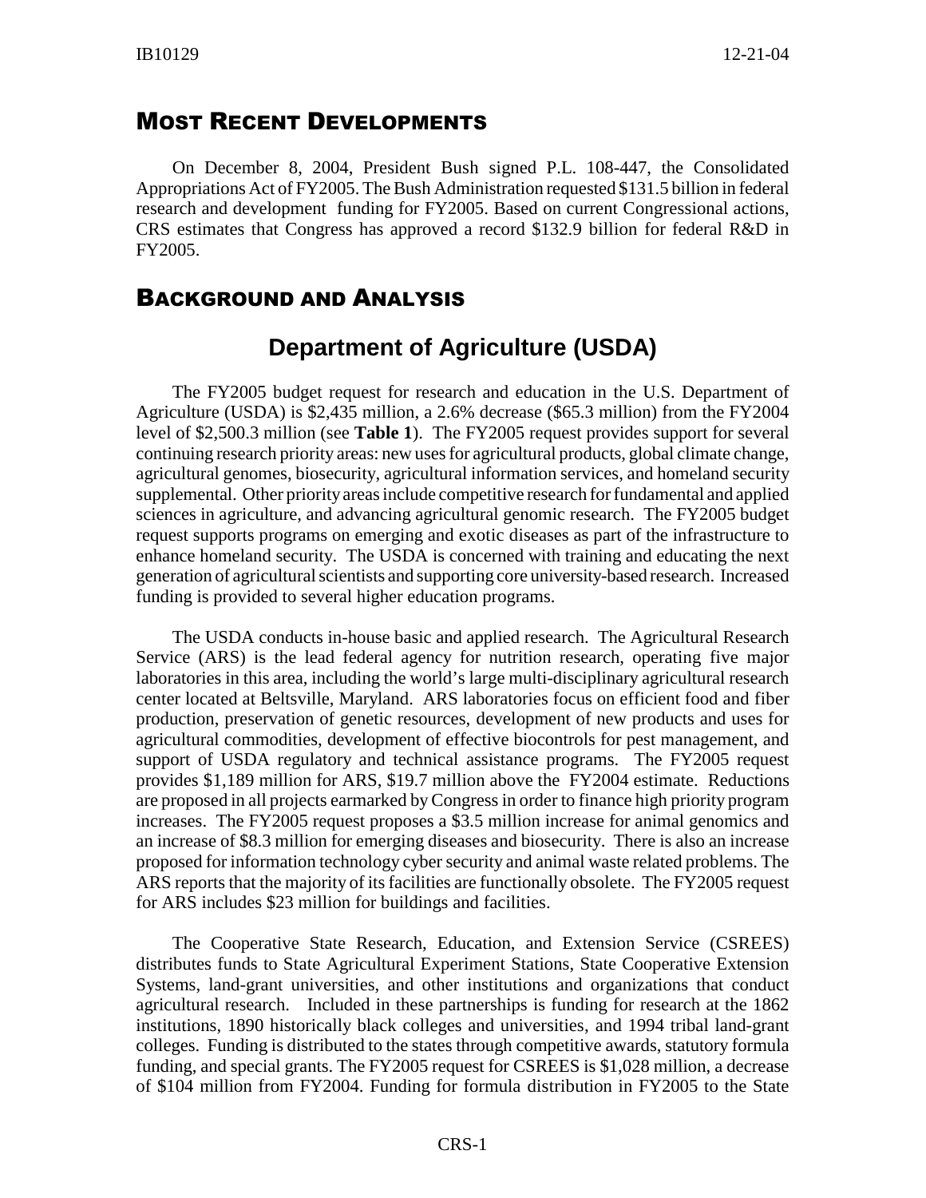## Most Recent Developments

On December 8, 2004, President Bush signed P.L. 108-447, the Consolidated Appropriations Act of FY2005. The Bush Administration requested $131.5 billion in federal research and development funding for FY2005. Based on current Congressional actions, CRS estimates that Congress has approved a record $132.9 billion for federal R&D in FY2005.

## Background and Analysis

### Department of Agriculture (USDA)

The FY2005 budget request for research and education in the U.S. Department of Agriculture (USDA) is $2,435 million, a 2.6% decrease ($65.3 million) from the FY2004 level of $2,500.3 million (see **Table 1**). The FY2005 request provides support for several continuing research priority areas: new uses for agricultural products, global climate change, agricultural genomes, biosecurity, agricultural information services, and homeland security supplemental. Other priority areas include competitive research for fundamental and applied sciences in agriculture, and advancing agricultural genomic research. The FY2005 budget request supports programs on emerging and exotic diseases as part of the infrastructure to enhance homeland security. The USDA is concerned with training and educating the next generation of agricultural scientists and supporting core university-based research. Increased funding is provided to several higher education programs.

The USDA conducts in-house basic and applied research. The Agricultural Research Service (ARS) is the lead federal agency for nutrition research, operating five major laboratories in this area, including the world's large multi-disciplinary agricultural research center located at Beltsville, Maryland. ARS laboratories focus on efficient food and fiber production, preservation of genetic resources, development of new products and uses for agricultural commodities, development of effective biocontrols for pest management, and support of USDA regulatory and technical assistance programs. The FY2005 request provides $1,189 million for ARS, $19.7 million above the FY2004 estimate. Reductions are proposed in all projects earmarked by Congress in order to finance high priority program increases. The FY2005 request proposes a $3.5 million increase for animal genomics and an increase of $8.3 million for emerging diseases and biosecurity. There is also an increase proposed for information technology cyber security and animal waste related problems. The ARS reports that the majority of its facilities are functionally obsolete. The FY2005 request for ARS includes $23 million for buildings and facilities.

The Cooperative State Research, Education, and Extension Service (CSREES) distributes funds to State Agricultural Experiment Stations, State Cooperative Extension Systems, land-grant universities, and other institutions and organizations that conduct agricultural research. Included in these partnerships is funding for research at the 1862 institutions, 1890 historically black colleges and universities, and 1994 tribal land-grant colleges. Funding is distributed to the states through competitive awards, statutory formula funding, and special grants. The FY2005 request for CSREES is $1,028 million, a decrease of $104 million from FY2004. Funding for formula distribution in FY2005 to the State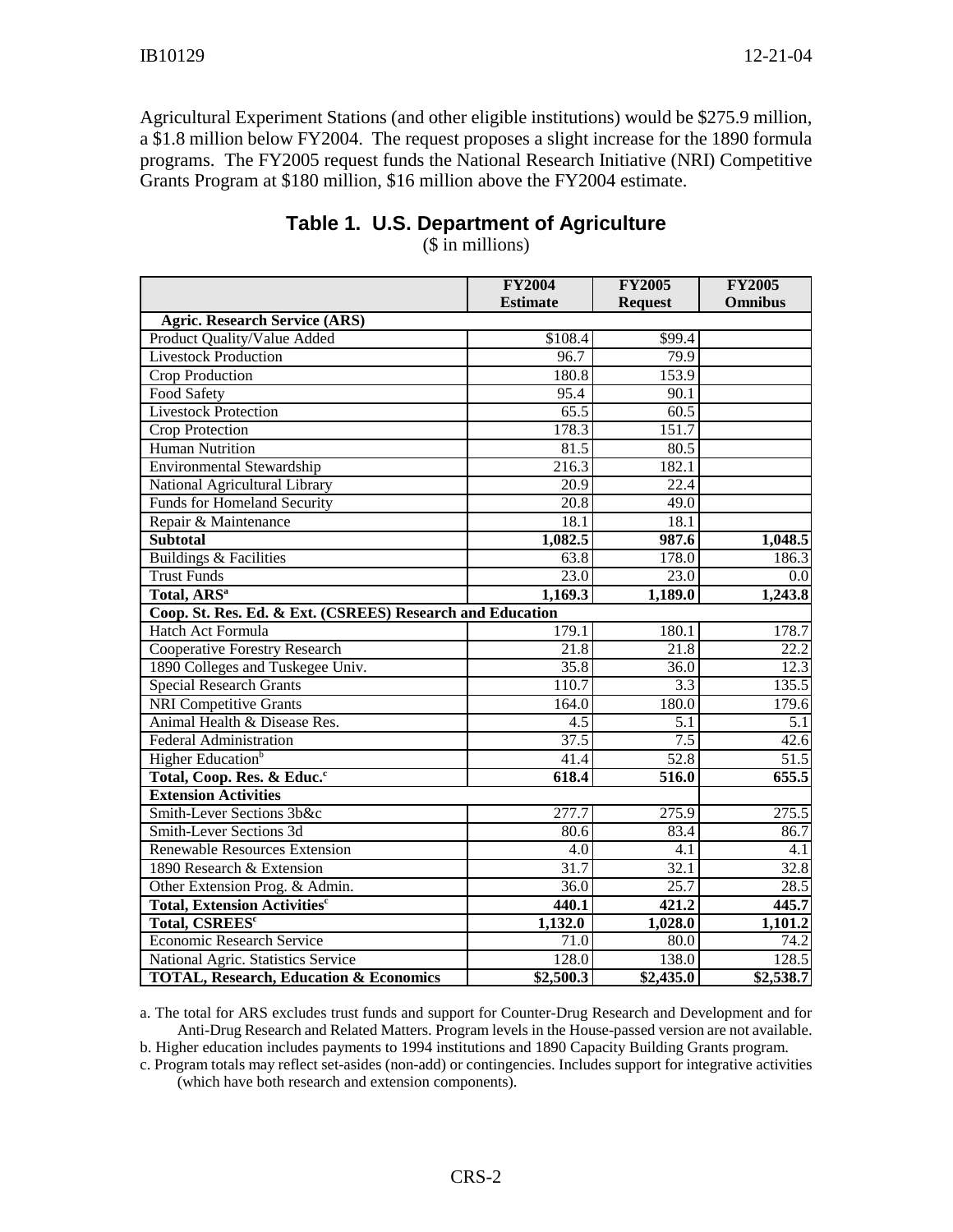Agricultural Experiment Stations (and other eligible institutions) would be $275.9 million, a $1.8 million below FY2004. The request proposes a slight increase for the 1890 formula programs. The FY2005 request funds the National Research Initiative (NRI) Competitive Grants Program at $180 million, $16 million above the FY2004 estimate.

## Table 1. U.S. Department of Agriculture

($ in millions)

| | FY2004 Estimate | FY2005 Request | FY2005 Omnibus |
|---|---|---|---|
| **Agric. Research Service (ARS)** | | | |
| Product Quality/Value Added | $108.4 | $99.4 | |
| Livestock Production | 96.7 | 79.9 | |
| Crop Production | 180.8 | 153.9 | |
| Food Safety | 95.4 | 90.1 | |
| Livestock Protection | 65.5 | 60.5 | |
| Crop Protection | 178.3 | 151.7 | |
| Human Nutrition | 81.5 | 80.5 | |
| Environmental Stewardship | 216.3 | 182.1 | |
| National Agricultural Library | 20.9 | 22.4 | |
| Funds for Homeland Security | 20.8 | 49.0 | |
| Repair & Maintenance | 18.1 | 18.1 | |
| **Subtotal** | **1,082.5** | **987.6** | **1,048.5** |
| Buildings & Facilities | 63.8 | 178.0 | 186.3 |
| Trust Funds | 23.0 | 23.0 | 0.0 |
| **Total, ARS[a]** | **1,169.3** | **1,189.0** | **1,243.8** |
| **Coop. St. Res. Ed. & Ext. (CSREES) Research and Education** | | | |
| Hatch Act Formula | 179.1 | 180.1 | 178.7 |
| Cooperative Forestry Research | 21.8 | 21.8 | 22.2 |
| 1890 Colleges and Tuskegee Univ. | 35.8 | 36.0 | 12.3 |
| Special Research Grants | 110.7 | 3.3 | 135.5 |
| NRI Competitive Grants | 164.0 | 180.0 | 179.6 |
| Animal Health & Disease Res. | 4.5 | 5.1 | 5.1 |
| Federal Administration | 37.5 | 7.5 | 42.6 |
| Higher Education[b] | 41.4 | 52.8 | 51.5 |
| **Total, Coop. Res. & Educ.[c]** | **618.4** | **516.0** | **655.5** |
| **Extension Activities** | | | |
| Smith-Lever Sections 3b&c | 277.7 | 275.9 | 275.5 |
| Smith-Lever Sections 3d | 80.6 | 83.4 | 86.7 |
| Renewable Resources Extension | 4.0 | 4.1 | 4.1 |
| 1890 Research & Extension | 31.7 | 32.1 | 32.8 |
| Other Extension Prog. & Admin. | 36.0 | 25.7 | 28.5 |
| **Total, Extension Activities[c]** | **440.1** | **421.2** | **445.7** |
| **Total, CSREES[c]** | **1,132.0** | **1,028.0** | **1,101.2** |
| Economic Research Service | 71.0 | 80.0 | 74.2 |
| National Agric. Statistics Service | 128.0 | 138.0 | 128.5 |
| **TOTAL, Research, Education & Economics** | **$2,500.3** | **$2,435.0** | **$2,538.7** |

a. The total for ARS excludes trust funds and support for Counter-Drug Research and Development and for Anti-Drug Research and Related Matters. Program levels in the House-passed version are not available.

b. Higher education includes payments to 1994 institutions and 1890 Capacity Building Grants program.

c. Program totals may reflect set-asides (non-add) or contingencies. Includes support for integrative activities (which have both research and extension components).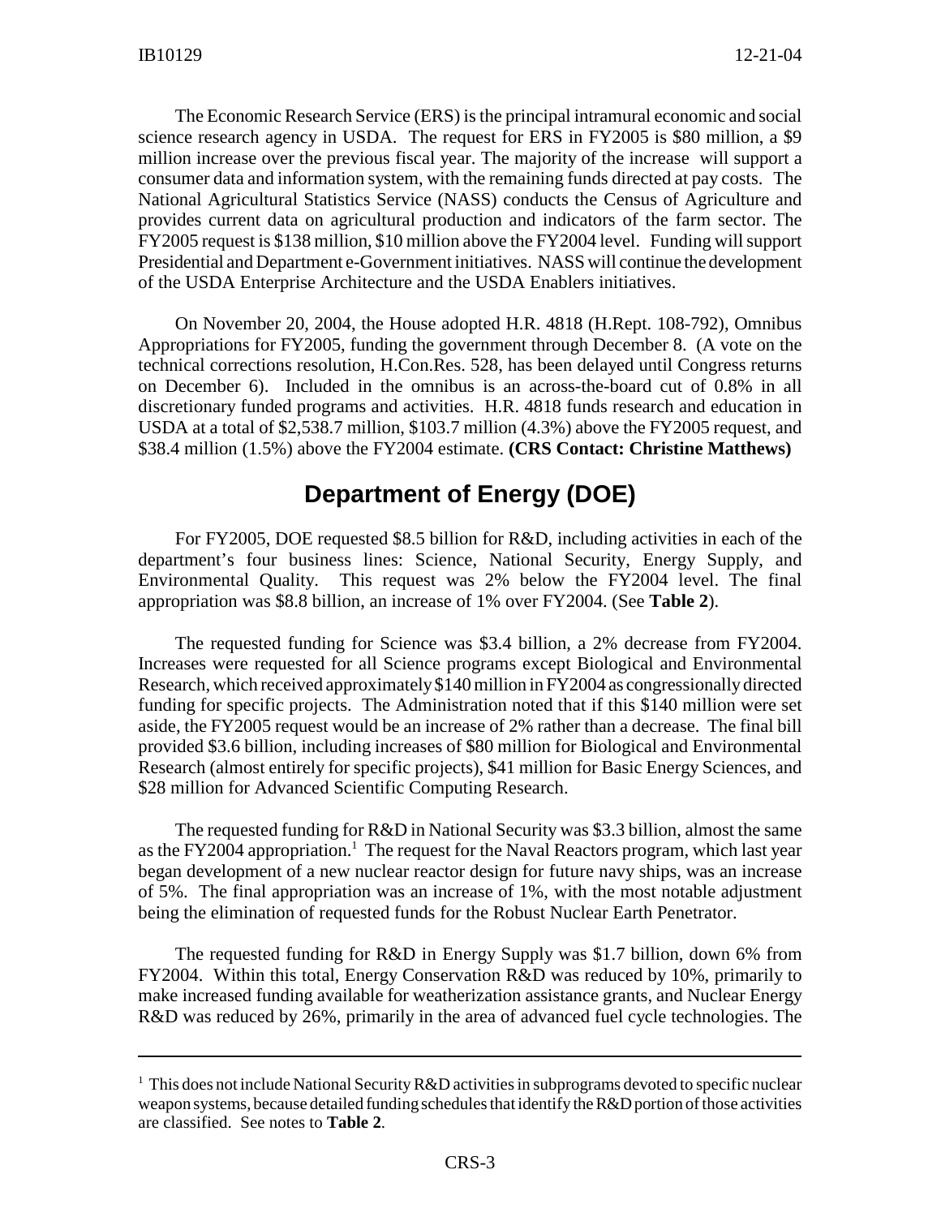The Economic Research Service (ERS) is the principal intramural economic and social science research agency in USDA. The request for ERS in FY2005 is \$80 million, a \$9 million increase over the previous fiscal year. The majority of the increase will support a consumer data and information system, with the remaining funds directed at pay costs. The National Agricultural Statistics Service (NASS) conducts the Census of Agriculture and provides current data on agricultural production and indicators of the farm sector. The FY2005 request is \$138 million, \$10 million above the FY2004 level. Funding will support Presidential and Department e-Government initiatives. NASS will continue the development of the USDA Enterprise Architecture and the USDA Enablers initiatives.

On November 20, 2004, the House adopted H.R. 4818 (H.Rept. 108-792), Omnibus Appropriations for FY2005, funding the government through December 8. (A vote on the technical corrections resolution, H.Con.Res. 528, has been delayed until Congress returns on December 6). Included in the omnibus is an across-the-board cut of 0.8% in all discretionary funded programs and activities. H.R. 4818 funds research and education in USDA at a total of \$2,538.7 million, \$103.7 million (4.3%) above the FY2005 request, and \$38.4 million (1.5%) above the FY2004 estimate. **(CRS Contact: Christine Matthews)**

## Department of Energy (DOE)

For FY2005, DOE requested \$8.5 billion for R&D, including activities in each of the department's four business lines: Science, National Security, Energy Supply, and Environmental Quality. This request was 2% below the FY2004 level. The final appropriation was \$8.8 billion, an increase of 1% over FY2004. (See **Table 2**).

The requested funding for Science was \$3.4 billion, a 2% decrease from FY2004. Increases were requested for all Science programs except Biological and Environmental Research, which received approximately \$140 million in FY2004 as congressionally directed funding for specific projects. The Administration noted that if this \$140 million were set aside, the FY2005 request would be an increase of 2% rather than a decrease. The final bill provided \$3.6 billion, including increases of \$80 million for Biological and Environmental Research (almost entirely for specific projects), \$41 million for Basic Energy Sciences, and \$28 million for Advanced Scientific Computing Research.

The requested funding for R&D in National Security was \$3.3 billion, almost the same as the FY2004 appropriation.[1] The request for the Naval Reactors program, which last year began development of a new nuclear reactor design for future navy ships, was an increase of 5%. The final appropriation was an increase of 1%, with the most notable adjustment being the elimination of requested funds for the Robust Nuclear Earth Penetrator.

The requested funding for R&D in Energy Supply was \$1.7 billion, down 6% from FY2004. Within this total, Energy Conservation R&D was reduced by 10%, primarily to make increased funding available for weatherization assistance grants, and Nuclear Energy R&D was reduced by 26%, primarily in the area of advanced fuel cycle technologies. The

---

[1] This does not include National Security R&D activities in subprograms devoted to specific nuclear weapon systems, because detailed funding schedules that identify the R&D portion of those activities are classified. See notes to **Table 2**.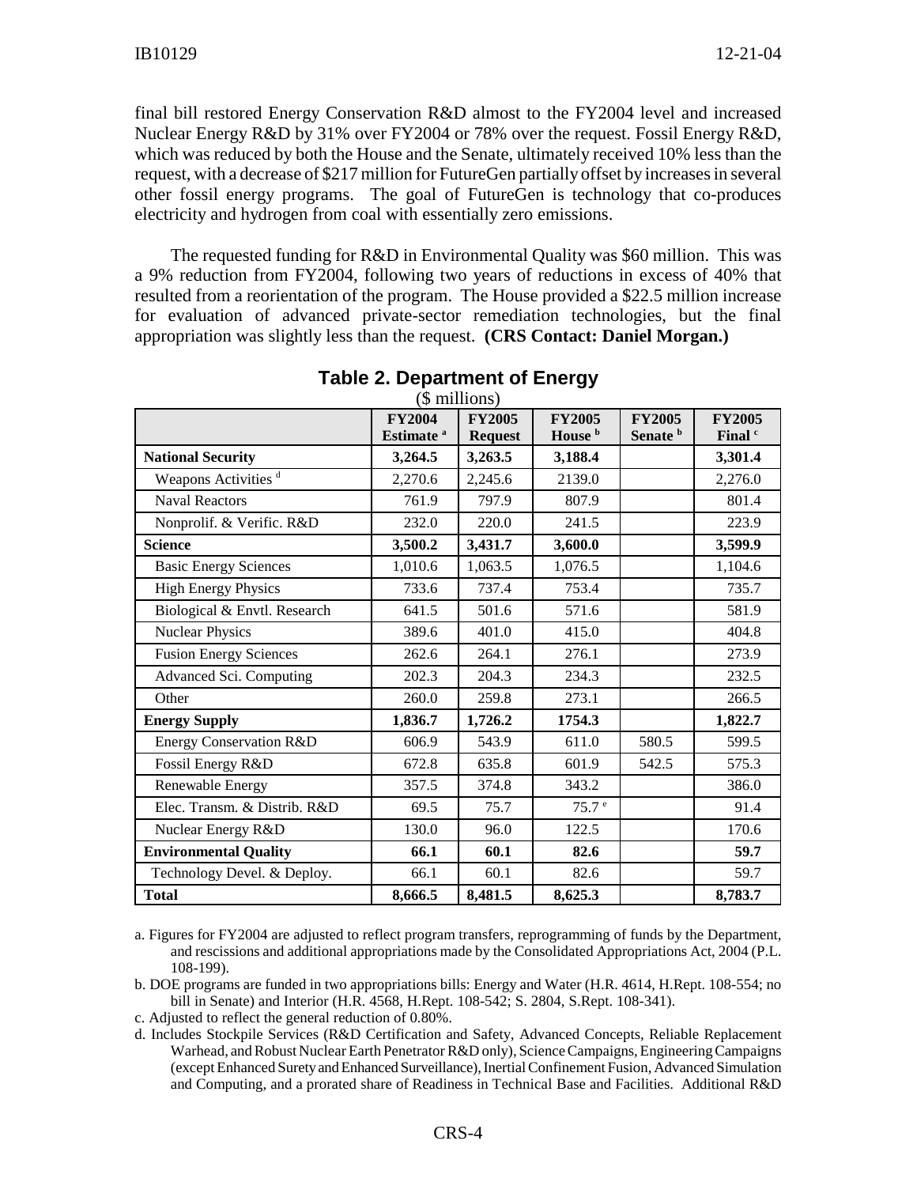final bill restored Energy Conservation R&D almost to the FY2004 level and increased Nuclear Energy R&D by 31% over FY2004 or 78% over the request. Fossil Energy R&D, which was reduced by both the House and the Senate, ultimately received 10% less than the request, with a decrease of $217 million for FutureGen partially offset by increases in several other fossil energy programs. The goal of FutureGen is technology that co-produces electricity and hydrogen from coal with essentially zero emissions.

The requested funding for R&D in Environmental Quality was $60 million. This was a 9% reduction from FY2004, following two years of reductions in excess of 40% that resulted from a reorientation of the program. The House provided a $22.5 million increase for evaluation of advanced private-sector remediation technologies, but the final appropriation was slightly less than the request. **(CRS Contact: Daniel Morgan.)**

**Table 2. Department of Energy**

($ millions)

| | FY2004 Estimate [a] | FY2005 Request | FY2005 House [b] | FY2005 Senate [b] | FY2005 Final [c] |
|---|---|---|---|---|---|
| **National Security** | **3,264.5** | **3,263.5** | **3,188.4** | | **3,301.4** |
| Weapons Activities [d] | 2,270.6 | 2,245.6 | 2139.0 | | 2,276.0 |
| Naval Reactors | 761.9 | 797.9 | 807.9 | | 801.4 |
| Nonprolif. & Verific. R&D | 232.0 | 220.0 | 241.5 | | 223.9 |
| **Science** | **3,500.2** | **3,431.7** | **3,600.0** | | **3,599.9** |
| Basic Energy Sciences | 1,010.6 | 1,063.5 | 1,076.5 | | 1,104.6 |
| High Energy Physics | 733.6 | 737.4 | 753.4 | | 735.7 |
| Biological & Envtl. Research | 641.5 | 501.6 | 571.6 | | 581.9 |
| Nuclear Physics | 389.6 | 401.0 | 415.0 | | 404.8 |
| Fusion Energy Sciences | 262.6 | 264.1 | 276.1 | | 273.9 |
| Advanced Sci. Computing | 202.3 | 204.3 | 234.3 | | 232.5 |
| Other | 260.0 | 259.8 | 273.1 | | 266.5 |
| **Energy Supply** | **1,836.7** | **1,726.2** | **1754.3** | | **1,822.7** |
| Energy Conservation R&D | 606.9 | 543.9 | 611.0 | 580.5 | 599.5 |
| Fossil Energy R&D | 672.8 | 635.8 | 601.9 | 542.5 | 575.3 |
| Renewable Energy | 357.5 | 374.8 | 343.2 | | 386.0 |
| Elec. Transm. & Distrib. R&D | 69.5 | 75.7 | 75.7 [e] | | 91.4 |
| Nuclear Energy R&D | 130.0 | 96.0 | 122.5 | | 170.6 |
| **Environmental Quality** | **66.1** | **60.1** | **82.6** | | **59.7** |
| Technology Devel. & Deploy. | 66.1 | 60.1 | 82.6 | | 59.7 |
| **Total** | **8,666.5** | **8,481.5** | **8,625.3** | | **8,783.7** |

a. Figures for FY2004 are adjusted to reflect program transfers, reprogramming of funds by the Department, and rescissions and additional appropriations made by the Consolidated Appropriations Act, 2004 (P.L. 108-199).

b. DOE programs are funded in two appropriations bills: Energy and Water (H.R. 4614, H.Rept. 108-554; no bill in Senate) and Interior (H.R. 4568, H.Rept. 108-542; S. 2804, S.Rept. 108-341).

c. Adjusted to reflect the general reduction of 0.80%.

d. Includes Stockpile Services (R&D Certification and Safety, Advanced Concepts, Reliable Replacement Warhead, and Robust Nuclear Earth Penetrator R&D only), Science Campaigns, Engineering Campaigns (except Enhanced Surety and Enhanced Surveillance), Inertial Confinement Fusion, Advanced Simulation and Computing, and a prorated share of Readiness in Technical Base and Facilities. Additional R&D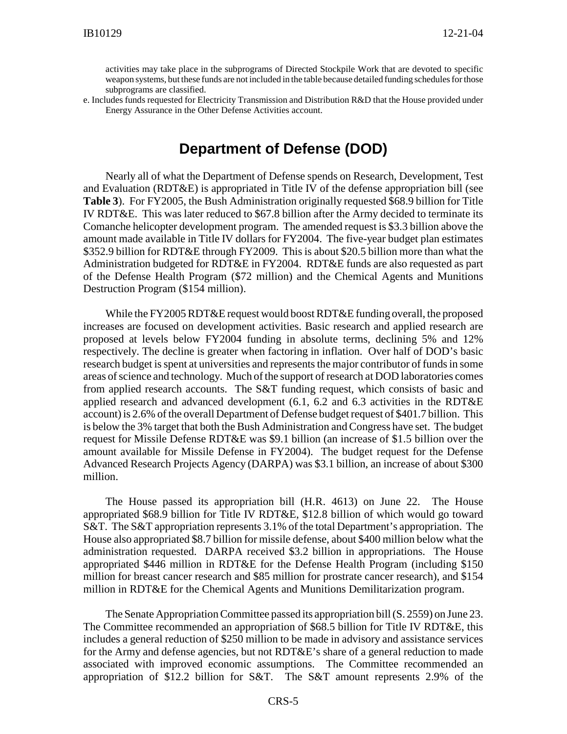activities may take place in the subprograms of Directed Stockpile Work that are devoted to specific weapon systems, but these funds are not included in the table because detailed funding schedules for those subprograms are classified.

e. Includes funds requested for Electricity Transmission and Distribution R&D that the House provided under Energy Assurance in the Other Defense Activities account.

## Department of Defense (DOD)

Nearly all of what the Department of Defense spends on Research, Development, Test and Evaluation (RDT&E) is appropriated in Title IV of the defense appropriation bill (see **Table 3**). For FY2005, the Bush Administration originally requested $68.9 billion for Title IV RDT&E. This was later reduced to $67.8 billion after the Army decided to terminate its Comanche helicopter development program. The amended request is $3.3 billion above the amount made available in Title IV dollars for FY2004. The five-year budget plan estimates $352.9 billion for RDT&E through FY2009. This is about $20.5 billion more than what the Administration budgeted for RDT&E in FY2004. RDT&E funds are also requested as part of the Defense Health Program ($72 million) and the Chemical Agents and Munitions Destruction Program ($154 million).

While the FY2005 RDT&E request would boost RDT&E funding overall, the proposed increases are focused on development activities. Basic research and applied research are proposed at levels below FY2004 funding in absolute terms, declining 5% and 12% respectively. The decline is greater when factoring in inflation. Over half of DOD's basic research budget is spent at universities and represents the major contributor of funds in some areas of science and technology. Much of the support of research at DOD laboratories comes from applied research accounts. The S&T funding request, which consists of basic and applied research and advanced development (6.1, 6.2 and 6.3 activities in the RDT&E account) is 2.6% of the overall Department of Defense budget request of $401.7 billion. This is below the 3% target that both the Bush Administration and Congress have set. The budget request for Missile Defense RDT&E was $9.1 billion (an increase of $1.5 billion over the amount available for Missile Defense in FY2004). The budget request for the Defense Advanced Research Projects Agency (DARPA) was $3.1 billion, an increase of about $300 million.

The House passed its appropriation bill (H.R. 4613) on June 22. The House appropriated $68.9 billion for Title IV RDT&E, $12.8 billion of which would go toward S&T. The S&T appropriation represents 3.1% of the total Department's appropriation. The House also appropriated $8.7 billion for missile defense, about $400 million below what the administration requested. DARPA received $3.2 billion in appropriations. The House appropriated $446 million in RDT&E for the Defense Health Program (including $150 million for breast cancer research and $85 million for prostrate cancer research), and $154 million in RDT&E for the Chemical Agents and Munitions Demilitarization program.

The Senate Appropriation Committee passed its appropriation bill (S. 2559) on June 23. The Committee recommended an appropriation of $68.5 billion for Title IV RDT&E, this includes a general reduction of $250 million to be made in advisory and assistance services for the Army and defense agencies, but not RDT&E's share of a general reduction to made associated with improved economic assumptions. The Committee recommended an appropriation of $12.2 billion for S&T. The S&T amount represents 2.9% of the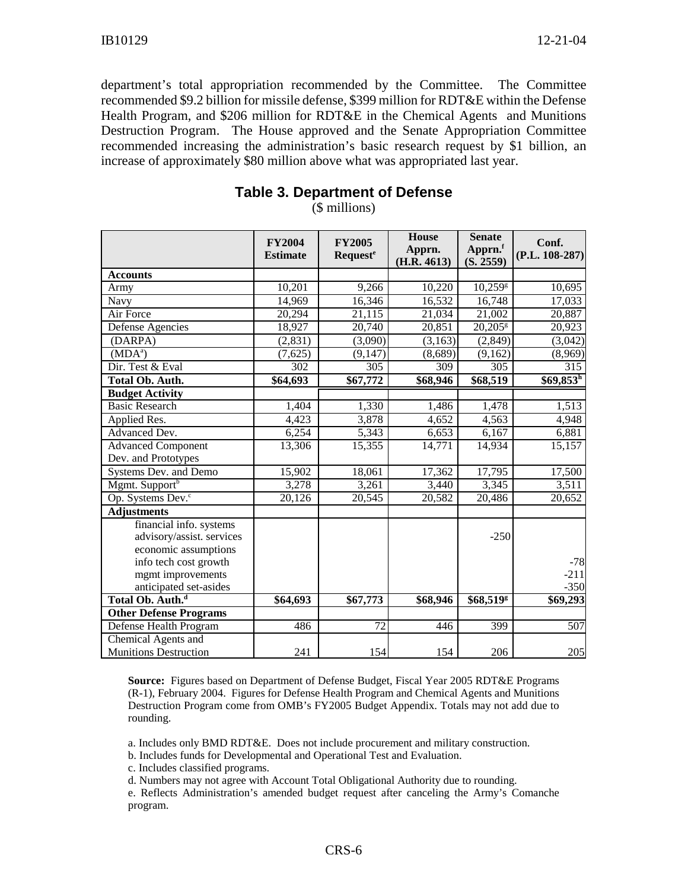department's total appropriation recommended by the Committee. The Committee recommended $9.2 billion for missile defense, $399 million for RDT&E within the Defense Health Program, and $206 million for RDT&E in the Chemical Agents and Munitions Destruction Program. The House approved and the Senate Appropriation Committee recommended increasing the administration's basic research request by $1 billion, an increase of approximately $80 million above what was appropriated last year.

## Table 3. Department of Defense

($ millions)

| | FY2004 Estimate | FY2005 Request[e] | House Apprn. (H.R. 4613) | Senate Apprn.[f] (S. 2559) | Conf. (P.L. 108-287) |
|---|---|---|---|---|---|
| **Accounts** | | | | | |
| Army | 10,201 | 9,266 | 10,220 | 10,259[g] | 10,695 |
| Navy | 14,969 | 16,346 | 16,532 | 16,748 | 17,033 |
| Air Force | 20,294 | 21,115 | 21,034 | 21,002 | 20,887 |
| Defense Agencies | 18,927 | 20,740 | 20,851 | 20,205[g] | 20,923 |
| (DARPA) | (2,831) | (3,090) | (3,163) | (2,849) | (3,042) |
| (MDA[a]) | (7,625) | (9,147) | (8,689) | (9,162) | (8,969) |
| Dir. Test & Eval | 302 | 305 | 309 | 305 | 315 |
| **Total Ob. Auth.** | **$64,693** | **$67,772** | **$68,946** | **$68,519** | **$69,853[h]** |
| **Budget Activity** | | | | | |
| Basic Research | 1,404 | 1,330 | 1,486 | 1,478 | 1,513 |
| Applied Res. | 4,423 | 3,878 | 4,652 | 4,563 | 4,948 |
| Advanced Dev. | 6,254 | 5,343 | 6,653 | 6,167 | 6,881 |
| Advanced Component Dev. and Prototypes | 13,306 | 15,355 | 14,771 | 14,934 | 15,157 |
| Systems Dev. and Demo | 15,902 | 18,061 | 17,362 | 17,795 | 17,500 |
| Mgmt. Support[b] | 3,278 | 3,261 | 3,440 | 3,345 | 3,511 |
| Op. Systems Dev.[c] | 20,126 | 20,545 | 20,582 | 20,486 | 20,652 |
| **Adjustments** | | | | | |
| financial info. systems | | | | | |
| advisory/assist. services | | | | -250 | |
| economic assumptions | | | | | |
| info tech cost growth | | | | | -78 |
| mgmt improvements | | | | | -211 |
| anticipated set-asides | | | | | -350 |
| **Total Ob. Auth.[d]** | **$64,693** | **$67,773** | **$68,946** | **$68,519[g]** | **$69,293** |
| **Other Defense Programs** | | | | | |
| Defense Health Program | 486 | 72 | 446 | 399 | 507 |
| Chemical Agents and Munitions Destruction | 241 | 154 | 154 | 206 | 205 |

**Source:** Figures based on Department of Defense Budget, Fiscal Year 2005 RDT&E Programs (R-1), February 2004. Figures for Defense Health Program and Chemical Agents and Munitions Destruction Program come from OMB's FY2005 Budget Appendix. Totals may not add due to rounding.

a. Includes only BMD RDT&E. Does not include procurement and military construction.

b. Includes funds for Developmental and Operational Test and Evaluation.

c. Includes classified programs.

d. Numbers may not agree with Account Total Obligational Authority due to rounding.

e. Reflects Administration's amended budget request after canceling the Army's Comanche program.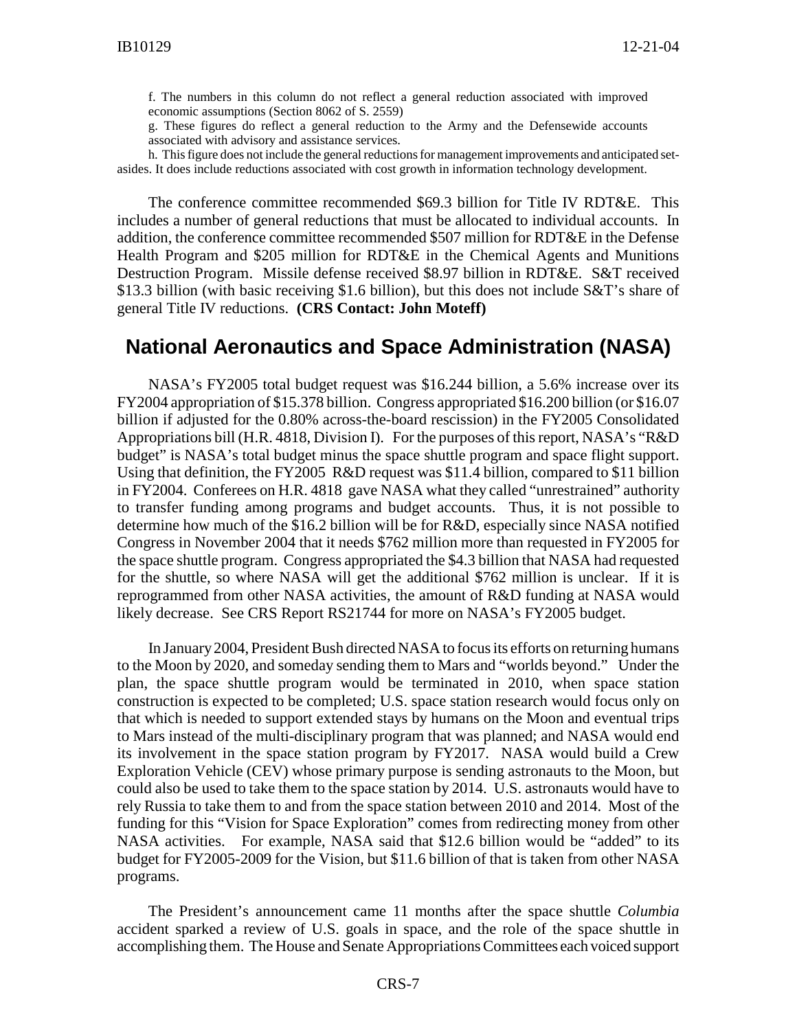f. The numbers in this column do not reflect a general reduction associated with improved economic assumptions (Section 8062 of S. 2559)

g. These figures do reflect a general reduction to the Army and the Defensewide accounts associated with advisory and assistance services.

h. This figure does not include the general reductions for management improvements and anticipated set-asides. It does include reductions associated with cost growth in information technology development.

The conference committee recommended $69.3 billion for Title IV RDT&E. This includes a number of general reductions that must be allocated to individual accounts. In addition, the conference committee recommended $507 million for RDT&E in the Defense Health Program and $205 million for RDT&E in the Chemical Agents and Munitions Destruction Program. Missile defense received $8.97 billion in RDT&E. S&T received $13.3 billion (with basic receiving $1.6 billion), but this does not include S&T's share of general Title IV reductions. **(CRS Contact: John Moteff)**

## National Aeronautics and Space Administration (NASA)

NASA's FY2005 total budget request was $16.244 billion, a 5.6% increase over its FY2004 appropriation of $15.378 billion. Congress appropriated $16.200 billion (or $16.07 billion if adjusted for the 0.80% across-the-board rescission) in the FY2005 Consolidated Appropriations bill (H.R. 4818, Division I). For the purposes of this report, NASA's "R&D budget" is NASA's total budget minus the space shuttle program and space flight support. Using that definition, the FY2005 R&D request was $11.4 billion, compared to $11 billion in FY2004. Conferees on H.R. 4818 gave NASA what they called "unrestrained" authority to transfer funding among programs and budget accounts. Thus, it is not possible to determine how much of the $16.2 billion will be for R&D, especially since NASA notified Congress in November 2004 that it needs $762 million more than requested in FY2005 for the space shuttle program. Congress appropriated the $4.3 billion that NASA had requested for the shuttle, so where NASA will get the additional $762 million is unclear. If it is reprogrammed from other NASA activities, the amount of R&D funding at NASA would likely decrease. See CRS Report RS21744 for more on NASA's FY2005 budget.

In January 2004, President Bush directed NASA to focus its efforts on returning humans to the Moon by 2020, and someday sending them to Mars and "worlds beyond." Under the plan, the space shuttle program would be terminated in 2010, when space station construction is expected to be completed; U.S. space station research would focus only on that which is needed to support extended stays by humans on the Moon and eventual trips to Mars instead of the multi-disciplinary program that was planned; and NASA would end its involvement in the space station program by FY2017. NASA would build a Crew Exploration Vehicle (CEV) whose primary purpose is sending astronauts to the Moon, but could also be used to take them to the space station by 2014. U.S. astronauts would have to rely Russia to take them to and from the space station between 2010 and 2014. Most of the funding for this "Vision for Space Exploration" comes from redirecting money from other NASA activities. For example, NASA said that $12.6 billion would be "added" to its budget for FY2005-2009 for the Vision, but $11.6 billion of that is taken from other NASA programs.

The President's announcement came 11 months after the space shuttle *Columbia* accident sparked a review of U.S. goals in space, and the role of the space shuttle in accomplishing them. The House and Senate Appropriations Committees each voiced support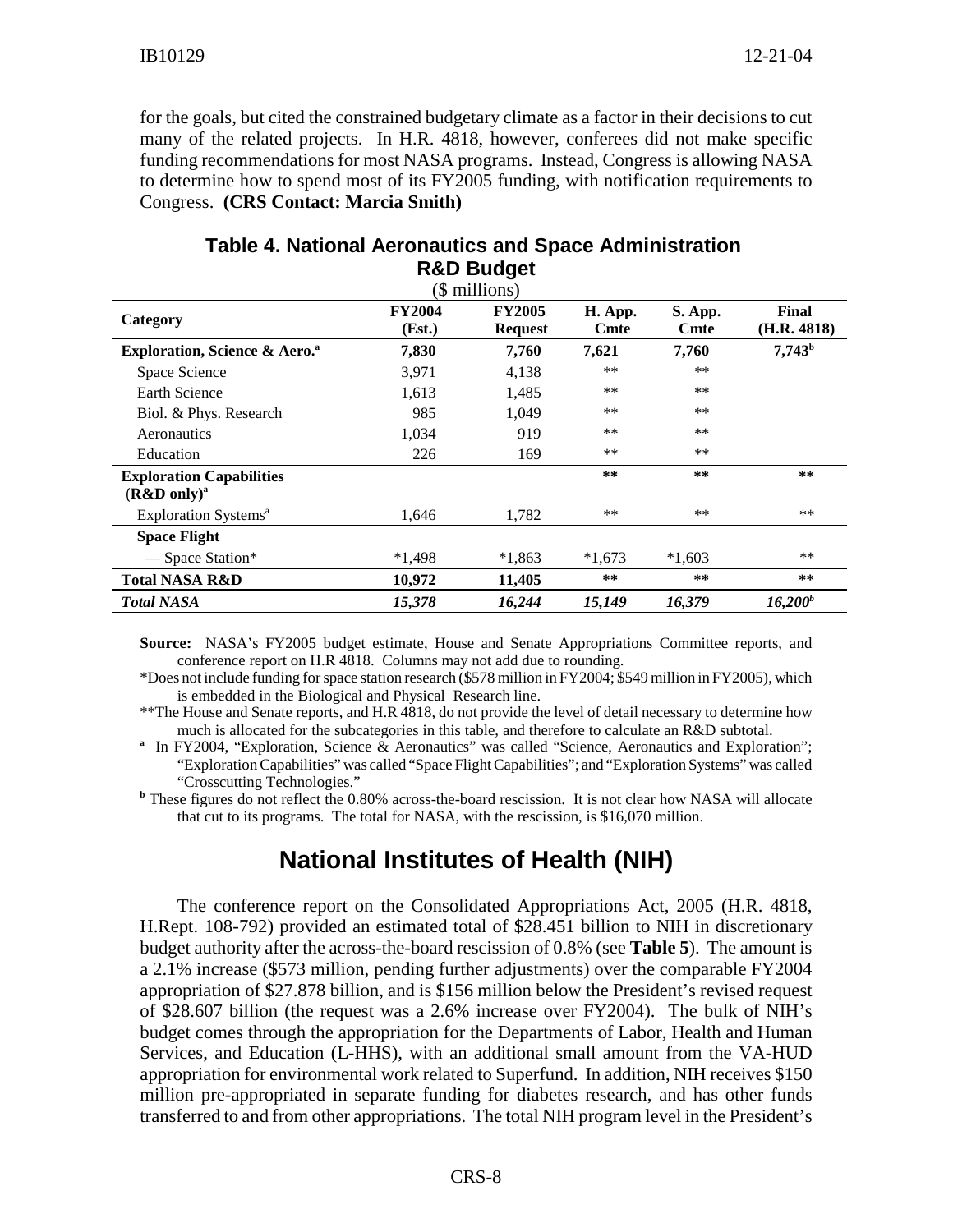for the goals, but cited the constrained budgetary climate as a factor in their decisions to cut many of the related projects. In H.R. 4818, however, conferees did not make specific funding recommendations for most NASA programs. Instead, Congress is allowing NASA to determine how to spend most of its FY2005 funding, with notification requirements to Congress. **(CRS Contact: Marcia Smith)**

**Table 4. National Aeronautics and Space Administration R&D Budget**

($ millions)

| Category | FY2004 (Est.) | FY2005 Request | H. App. Cmte | S. App. Cmte | Final (H.R. 4818) |
|---|---|---|---|---|---|
| **Exploration, Science & Aero.[a]** | **7,830** | **7,760** | **7,621** | **7,760** | **7,743[b]** |
| Space Science | 3,971 | 4,138 | ** | ** | |
| Earth Science | 1,613 | 1,485 | ** | ** | |
| Biol. & Phys. Research | 985 | 1,049 | ** | ** | |
| Aeronautics | 1,034 | 919 | ** | ** | |
| Education | 226 | 169 | ** | ** | |
| **Exploration Capabilities (R&D only)[a]** | | | ** | ** | ** |
| Exploration Systems[a] | 1,646 | 1,782 | ** | ** | ** |
| **Space Flight** | | | | | |
| — Space Station* | *1,498 | *1,863 | *1,673 | *1,603 | ** |
| **Total NASA R&D** | **10,972** | **11,405** | ** | ** | ** |
| ***Total NASA*** | ***15,378*** | ***16,244*** | ***15,149*** | ***16,379*** | ***16,200[b]*** |

**Source:** NASA's FY2005 budget estimate, House and Senate Appropriations Committee reports, and conference report on H.R 4818. Columns may not add due to rounding.

*Does not include funding for space station research ($578 million in FY2004; $549 million in FY2005), which is embedded in the Biological and Physical Research line.

**The House and Senate reports, and H.R 4818, do not provide the level of detail necessary to determine how much is allocated for the subcategories in this table, and therefore to calculate an R&D subtotal.

[a] In FY2004, "Exploration, Science & Aeronautics" was called "Science, Aeronautics and Exploration"; "Exploration Capabilities" was called "Space Flight Capabilities"; and "Exploration Systems" was called "Crosscutting Technologies."

[b] These figures do not reflect the 0.80% across-the-board rescission. It is not clear how NASA will allocate that cut to its programs. The total for NASA, with the rescission, is $16,070 million.

## National Institutes of Health (NIH)

The conference report on the Consolidated Appropriations Act, 2005 (H.R. 4818, H.Rept. 108-792) provided an estimated total of $28.451 billion to NIH in discretionary budget authority after the across-the-board rescission of 0.8% (see **Table 5**). The amount is a 2.1% increase ($573 million, pending further adjustments) over the comparable FY2004 appropriation of $27.878 billion, and is $156 million below the President's revised request of $28.607 billion (the request was a 2.6% increase over FY2004). The bulk of NIH's budget comes through the appropriation for the Departments of Labor, Health and Human Services, and Education (L-HHS), with an additional small amount from the VA-HUD appropriation for environmental work related to Superfund. In addition, NIH receives $150 million pre-appropriated in separate funding for diabetes research, and has other funds transferred to and from other appropriations. The total NIH program level in the President's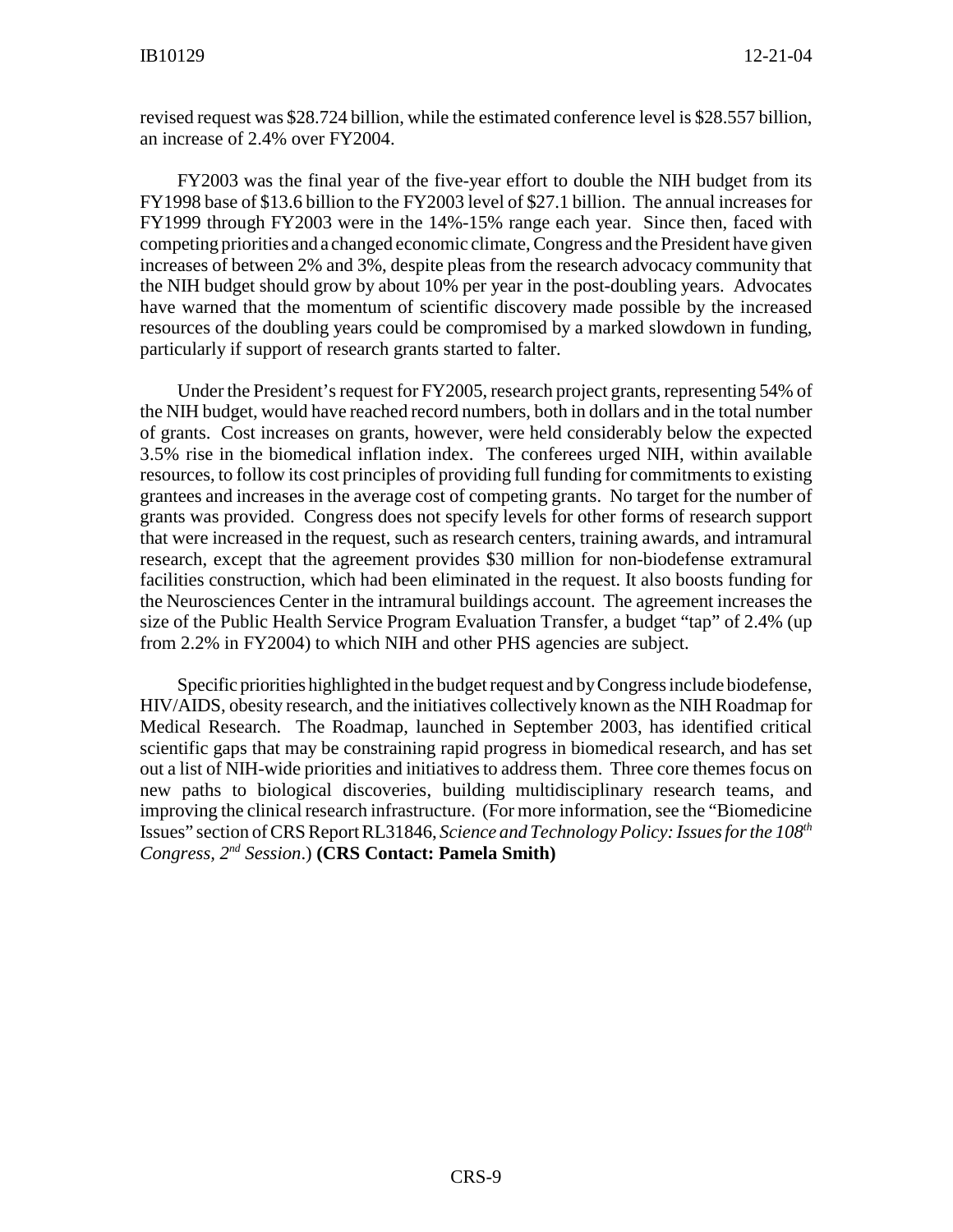revised request was $28.724 billion, while the estimated conference level is $28.557 billion, an increase of 2.4% over FY2004.

FY2003 was the final year of the five-year effort to double the NIH budget from its FY1998 base of $13.6 billion to the FY2003 level of $27.1 billion. The annual increases for FY1999 through FY2003 were in the 14%-15% range each year. Since then, faced with competing priorities and a changed economic climate, Congress and the President have given increases of between 2% and 3%, despite pleas from the research advocacy community that the NIH budget should grow by about 10% per year in the post-doubling years. Advocates have warned that the momentum of scientific discovery made possible by the increased resources of the doubling years could be compromised by a marked slowdown in funding, particularly if support of research grants started to falter.

Under the President's request for FY2005, research project grants, representing 54% of the NIH budget, would have reached record numbers, both in dollars and in the total number of grants. Cost increases on grants, however, were held considerably below the expected 3.5% rise in the biomedical inflation index. The conferees urged NIH, within available resources, to follow its cost principles of providing full funding for commitments to existing grantees and increases in the average cost of competing grants. No target for the number of grants was provided. Congress does not specify levels for other forms of research support that were increased in the request, such as research centers, training awards, and intramural research, except that the agreement provides $30 million for non-biodefense extramural facilities construction, which had been eliminated in the request. It also boosts funding for the Neurosciences Center in the intramural buildings account. The agreement increases the size of the Public Health Service Program Evaluation Transfer, a budget "tap" of 2.4% (up from 2.2% in FY2004) to which NIH and other PHS agencies are subject.

Specific priorities highlighted in the budget request and by Congress include biodefense, HIV/AIDS, obesity research, and the initiatives collectively known as the NIH Roadmap for Medical Research. The Roadmap, launched in September 2003, has identified critical scientific gaps that may be constraining rapid progress in biomedical research, and has set out a list of NIH-wide priorities and initiatives to address them. Three core themes focus on new paths to biological discoveries, building multidisciplinary research teams, and improving the clinical research infrastructure. (For more information, see the "Biomedicine Issues" section of CRS Report RL31846, *Science and Technology Policy: Issues for the 108th Congress, 2nd Session*.) **(CRS Contact: Pamela Smith)**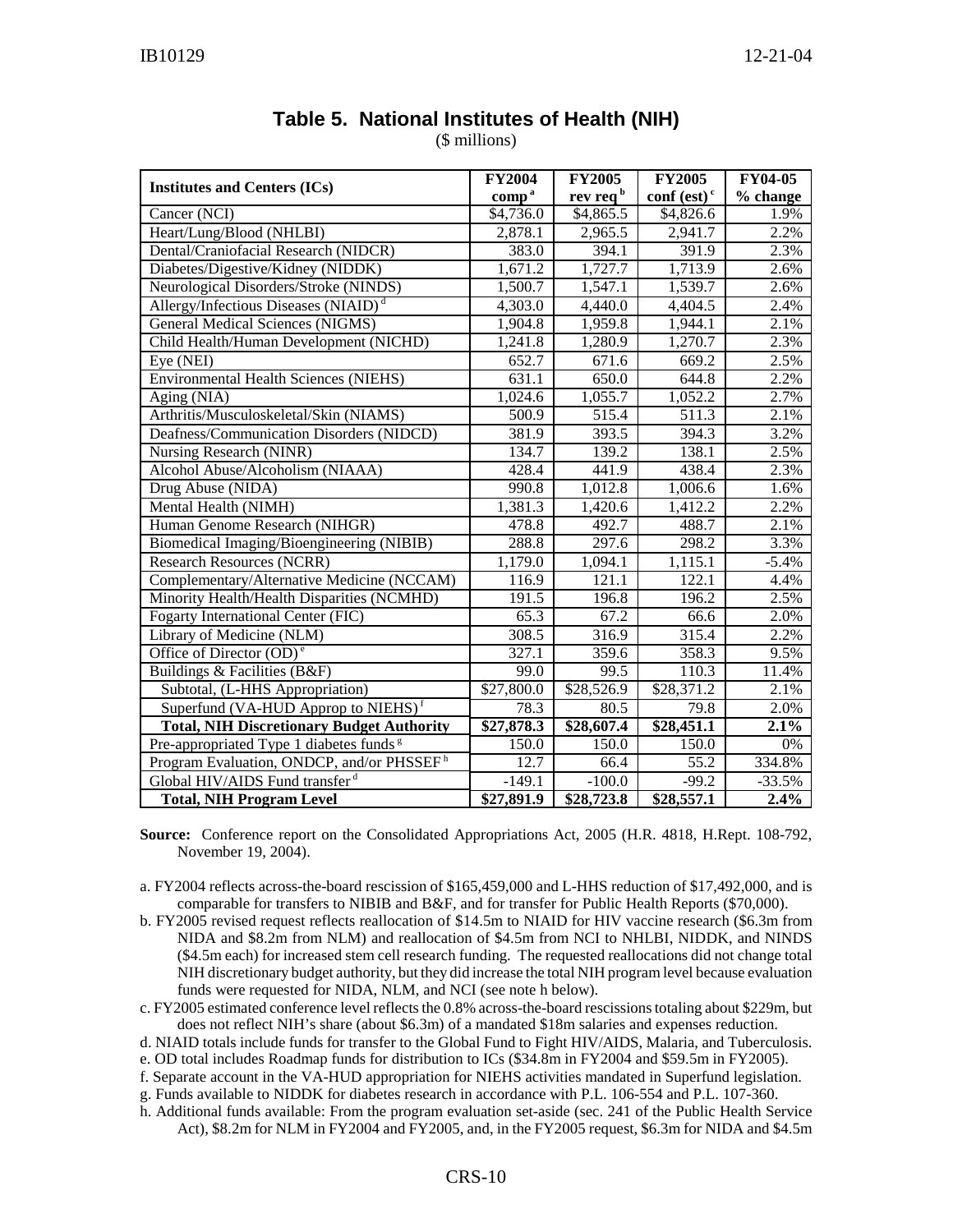## Table 5. National Institutes of Health (NIH)

($ millions)

| Institutes and Centers (ICs) | FY2004 comp [a] | FY2005 rev req [b] | FY2005 conf (est) [c] | FY04-05 % change |
|---|---|---|---|---|
| Cancer (NCI) | $4,736.0 | $4,865.5 | $4,826.6 | 1.9% |
| Heart/Lung/Blood (NHLBI) | 2,878.1 | 2,965.5 | 2,941.7 | 2.2% |
| Dental/Craniofacial Research (NIDCR) | 383.0 | 394.1 | 391.9 | 2.3% |
| Diabetes/Digestive/Kidney (NIDDK) | 1,671.2 | 1,727.7 | 1,713.9 | 2.6% |
| Neurological Disorders/Stroke (NINDS) | 1,500.7 | 1,547.1 | 1,539.7 | 2.6% |
| Allergy/Infectious Diseases (NIAID) [d] | 4,303.0 | 4,440.0 | 4,404.5 | 2.4% |
| General Medical Sciences (NIGMS) | 1,904.8 | 1,959.8 | 1,944.1 | 2.1% |
| Child Health/Human Development (NICHD) | 1,241.8 | 1,280.9 | 1,270.7 | 2.3% |
| Eye (NEI) | 652.7 | 671.6 | 669.2 | 2.5% |
| Environmental Health Sciences (NIEHS) | 631.1 | 650.0 | 644.8 | 2.2% |
| Aging (NIA) | 1,024.6 | 1,055.7 | 1,052.2 | 2.7% |
| Arthritis/Musculoskeletal/Skin (NIAMS) | 500.9 | 515.4 | 511.3 | 2.1% |
| Deafness/Communication Disorders (NIDCD) | 381.9 | 393.5 | 394.3 | 3.2% |
| Nursing Research (NINR) | 134.7 | 139.2 | 138.1 | 2.5% |
| Alcohol Abuse/Alcoholism (NIAAA) | 428.4 | 441.9 | 438.4 | 2.3% |
| Drug Abuse (NIDA) | 990.8 | 1,012.8 | 1,006.6 | 1.6% |
| Mental Health (NIMH) | 1,381.3 | 1,420.6 | 1,412.2 | 2.2% |
| Human Genome Research (NIHGR) | 478.8 | 492.7 | 488.7 | 2.1% |
| Biomedical Imaging/Bioengineering (NIBIB) | 288.8 | 297.6 | 298.2 | 3.3% |
| Research Resources (NCRR) | 1,179.0 | 1,094.1 | 1,115.1 | -5.4% |
| Complementary/Alternative Medicine (NCCAM) | 116.9 | 121.1 | 122.1 | 4.4% |
| Minority Health/Health Disparities (NCMHD) | 191.5 | 196.8 | 196.2 | 2.5% |
| Fogarty International Center (FIC) | 65.3 | 67.2 | 66.6 | 2.0% |
| Library of Medicine (NLM) | 308.5 | 316.9 | 315.4 | 2.2% |
| Office of Director (OD) [e] | 327.1 | 359.6 | 358.3 | 9.5% |
| Buildings & Facilities (B&F) | 99.0 | 99.5 | 110.3 | 11.4% |
| Subtotal, (L-HHS Appropriation) | $27,800.0 | $28,526.9 | $28,371.2 | 2.1% |
| Superfund (VA-HUD Approp to NIEHS) [f] | 78.3 | 80.5 | 79.8 | 2.0% |
| **Total, NIH Discretionary Budget Authority** | **$27,878.3** | **$28,607.4** | **$28,451.1** | **2.1%** |
| Pre-appropriated Type 1 diabetes funds [g] | 150.0 | 150.0 | 150.0 | 0% |
| Program Evaluation, ONDCP, and/or PHSSEF [h] | 12.7 | 66.4 | 55.2 | 334.8% |
| Global HIV/AIDS Fund transfer [d] | -149.1 | -100.0 | -99.2 | -33.5% |
| **Total, NIH Program Level** | **$27,891.9** | **$28,723.8** | **$28,557.1** | **2.4%** |

**Source:** Conference report on the Consolidated Appropriations Act, 2005 (H.R. 4818, H.Rept. 108-792, November 19, 2004).

a. FY2004 reflects across-the-board rescission of $165,459,000 and L-HHS reduction of $17,492,000, and is comparable for transfers to NIBIB and B&F, and for transfer for Public Health Reports ($70,000).

b. FY2005 revised request reflects reallocation of $14.5m to NIAID for HIV vaccine research ($6.3m from NIDA and $8.2m from NLM) and reallocation of $4.5m from NCI to NHLBI, NIDDK, and NINDS ($4.5m each) for increased stem cell research funding. The requested reallocations did not change total NIH discretionary budget authority, but they did increase the total NIH program level because evaluation funds were requested for NIDA, NLM, and NCI (see note h below).

c. FY2005 estimated conference level reflects the 0.8% across-the-board rescissions totaling about $229m, but does not reflect NIH's share (about $6.3m) of a mandated $18m salaries and expenses reduction.

d. NIAID totals include funds for transfer to the Global Fund to Fight HIV/AIDS, Malaria, and Tuberculosis.

e. OD total includes Roadmap funds for distribution to ICs ($34.8m in FY2004 and $59.5m in FY2005).

f. Separate account in the VA-HUD appropriation for NIEHS activities mandated in Superfund legislation.

g. Funds available to NIDDK for diabetes research in accordance with P.L. 106-554 and P.L. 107-360.

h. Additional funds available: From the program evaluation set-aside (sec. 241 of the Public Health Service Act), $8.2m for NLM in FY2004 and FY2005, and, in the FY2005 request, $6.3m for NIDA and $4.5m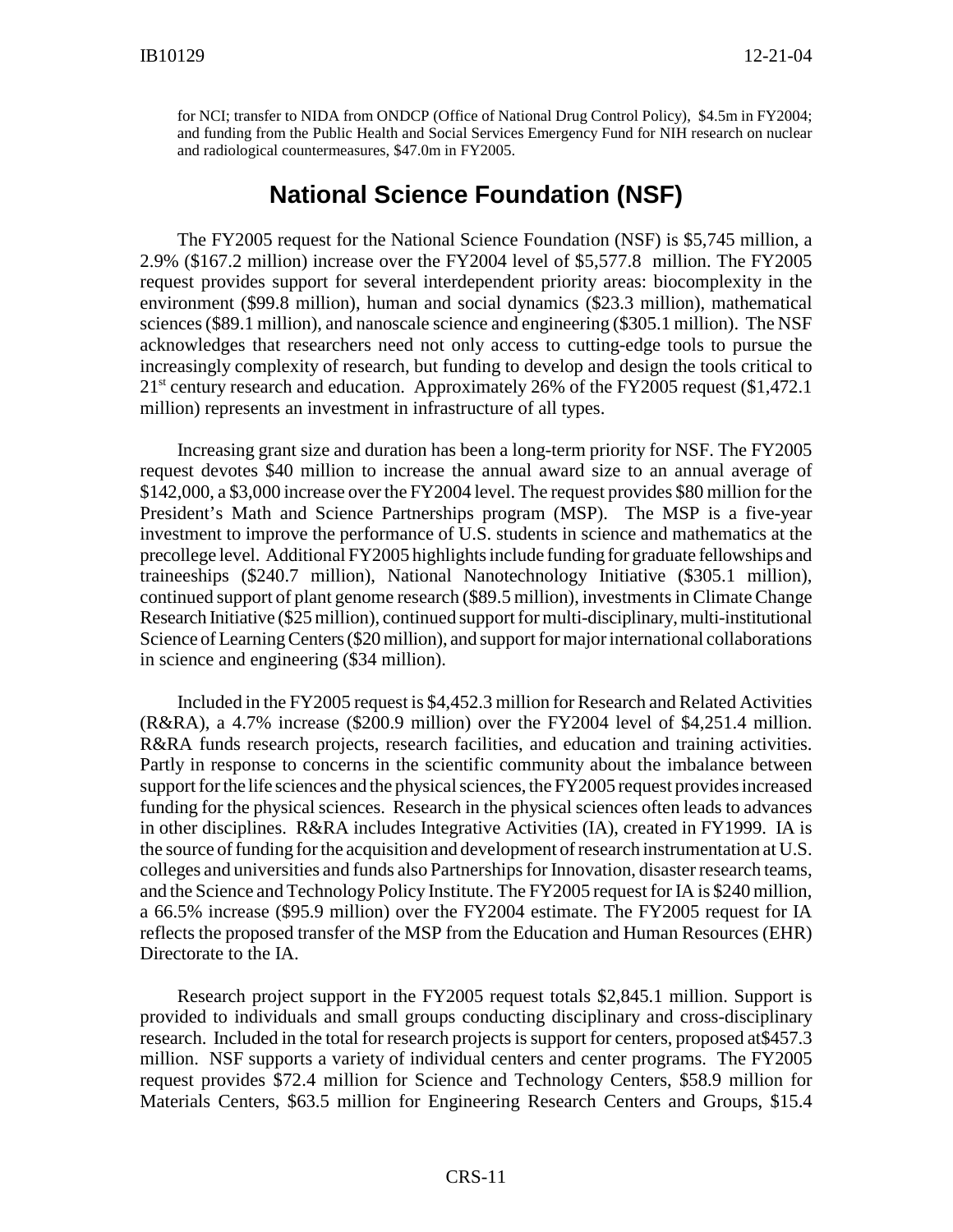for NCI; transfer to NIDA from ONDCP (Office of National Drug Control Policy), \$4.5m in FY2004; and funding from the Public Health and Social Services Emergency Fund for NIH research on nuclear and radiological countermeasures, \$47.0m in FY2005.

## National Science Foundation (NSF)

The FY2005 request for the National Science Foundation (NSF) is \$5,745 million, a 2.9% (\$167.2 million) increase over the FY2004 level of \$5,577.8 million. The FY2005 request provides support for several interdependent priority areas: biocomplexity in the environment (\$99.8 million), human and social dynamics (\$23.3 million), mathematical sciences (\$89.1 million), and nanoscale science and engineering (\$305.1 million). The NSF acknowledges that researchers need not only access to cutting-edge tools to pursue the increasingly complexity of research, but funding to develop and design the tools critical to 21st century research and education. Approximately 26% of the FY2005 request (\$1,472.1 million) represents an investment in infrastructure of all types.

Increasing grant size and duration has been a long-term priority for NSF. The FY2005 request devotes \$40 million to increase the annual award size to an annual average of \$142,000, a \$3,000 increase over the FY2004 level. The request provides \$80 million for the President's Math and Science Partnerships program (MSP). The MSP is a five-year investment to improve the performance of U.S. students in science and mathematics at the precollege level. Additional FY2005 highlights include funding for graduate fellowships and traineeships (\$240.7 million), National Nanotechnology Initiative (\$305.1 million), continued support of plant genome research (\$89.5 million), investments in Climate Change Research Initiative (\$25 million), continued support for multi-disciplinary, multi-institutional Science of Learning Centers (\$20 million), and support for major international collaborations in science and engineering (\$34 million).

Included in the FY2005 request is \$4,452.3 million for Research and Related Activities (R&RA), a 4.7% increase (\$200.9 million) over the FY2004 level of \$4,251.4 million. R&RA funds research projects, research facilities, and education and training activities. Partly in response to concerns in the scientific community about the imbalance between support for the life sciences and the physical sciences, the FY2005 request provides increased funding for the physical sciences. Research in the physical sciences often leads to advances in other disciplines. R&RA includes Integrative Activities (IA), created in FY1999. IA is the source of funding for the acquisition and development of research instrumentation at U.S. colleges and universities and funds also Partnerships for Innovation, disaster research teams, and the Science and Technology Policy Institute. The FY2005 request for IA is \$240 million, a 66.5% increase (\$95.9 million) over the FY2004 estimate. The FY2005 request for IA reflects the proposed transfer of the MSP from the Education and Human Resources (EHR) Directorate to the IA.

Research project support in the FY2005 request totals \$2,845.1 million. Support is provided to individuals and small groups conducting disciplinary and cross-disciplinary research. Included in the total for research projects is support for centers, proposed at\$457.3 million. NSF supports a variety of individual centers and center programs. The FY2005 request provides \$72.4 million for Science and Technology Centers, \$58.9 million for Materials Centers, \$63.5 million for Engineering Research Centers and Groups, \$15.4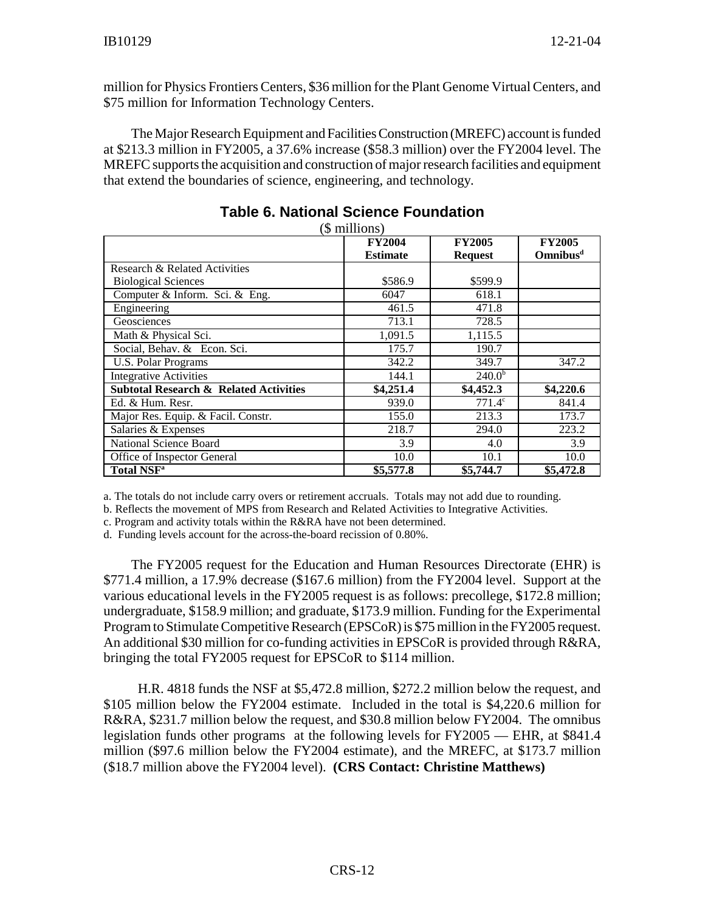million for Physics Frontiers Centers, $36 million for the Plant Genome Virtual Centers, and $75 million for Information Technology Centers.

The Major Research Equipment and Facilities Construction (MREFC) account is funded at $213.3 million in FY2005, a 37.6% increase ($58.3 million) over the FY2004 level. The MREFC supports the acquisition and construction of major research facilities and equipment that extend the boundaries of science, engineering, and technology.

## Table 6. National Science Foundation

($ millions)

| | FY2004 Estimate | FY2005 Request | FY2005 Omnibus[d] |
|---|---|---|---|
| Research & Related Activities | | | |
| Biological Sciences | $586.9 | $599.9 | |
| Computer & Inform. Sci. & Eng. | 6047 | 618.1 | |
| Engineering | 461.5 | 471.8 | |
| Geosciences | 713.1 | 728.5 | |
| Math & Physical Sci. | 1,091.5 | 1,115.5 | |
| Social, Behav. & Econ. Sci. | 175.7 | 190.7 | |
| U.S. Polar Programs | 342.2 | 349.7 | 347.2 |
| Integrative Activities | 144.1 | 240.0[b] | |
| **Subtotal Research & Related Activities** | **$4,251.4** | **$4,452.3** | **$4,220.6** |
| Ed. & Hum. Resr. | 939.0 | 771.4[c] | 841.4 |
| Major Res. Equip. & Facil. Constr. | 155.0 | 213.3 | 173.7 |
| Salaries & Expenses | 218.7 | 294.0 | 223.2 |
| National Science Board | 3.9 | 4.0 | 3.9 |
| Office of Inspector General | 10.0 | 10.1 | 10.0 |
| **Total NSF[a]** | **$5,577.8** | **$5,744.7** | **$5,472.8** |

a. The totals do not include carry overs or retirement accruals. Totals may not add due to rounding.

b. Reflects the movement of MPS from Research and Related Activities to Integrative Activities.

c. Program and activity totals within the R&RA have not been determined.

d. Funding levels account for the across-the-board recission of 0.80%.

The FY2005 request for the Education and Human Resources Directorate (EHR) is $771.4 million, a 17.9% decrease ($167.6 million) from the FY2004 level. Support at the various educational levels in the FY2005 request is as follows: precollege, $172.8 million; undergraduate, $158.9 million; and graduate, $173.9 million. Funding for the Experimental Program to Stimulate Competitive Research (EPSCoR) is $75 million in the FY2005 request. An additional $30 million for co-funding activities in EPSCoR is provided through R&RA, bringing the total FY2005 request for EPSCoR to $114 million.

H.R. 4818 funds the NSF at $5,472.8 million, $272.2 million below the request, and $105 million below the FY2004 estimate. Included in the total is $4,220.6 million for R&RA, $231.7 million below the request, and $30.8 million below FY2004. The omnibus legislation funds other programs at the following levels for FY2005 — EHR, at $841.4 million ($97.6 million below the FY2004 estimate), and the MREFC, at $173.7 million ($18.7 million above the FY2004 level). **(CRS Contact: Christine Matthews)**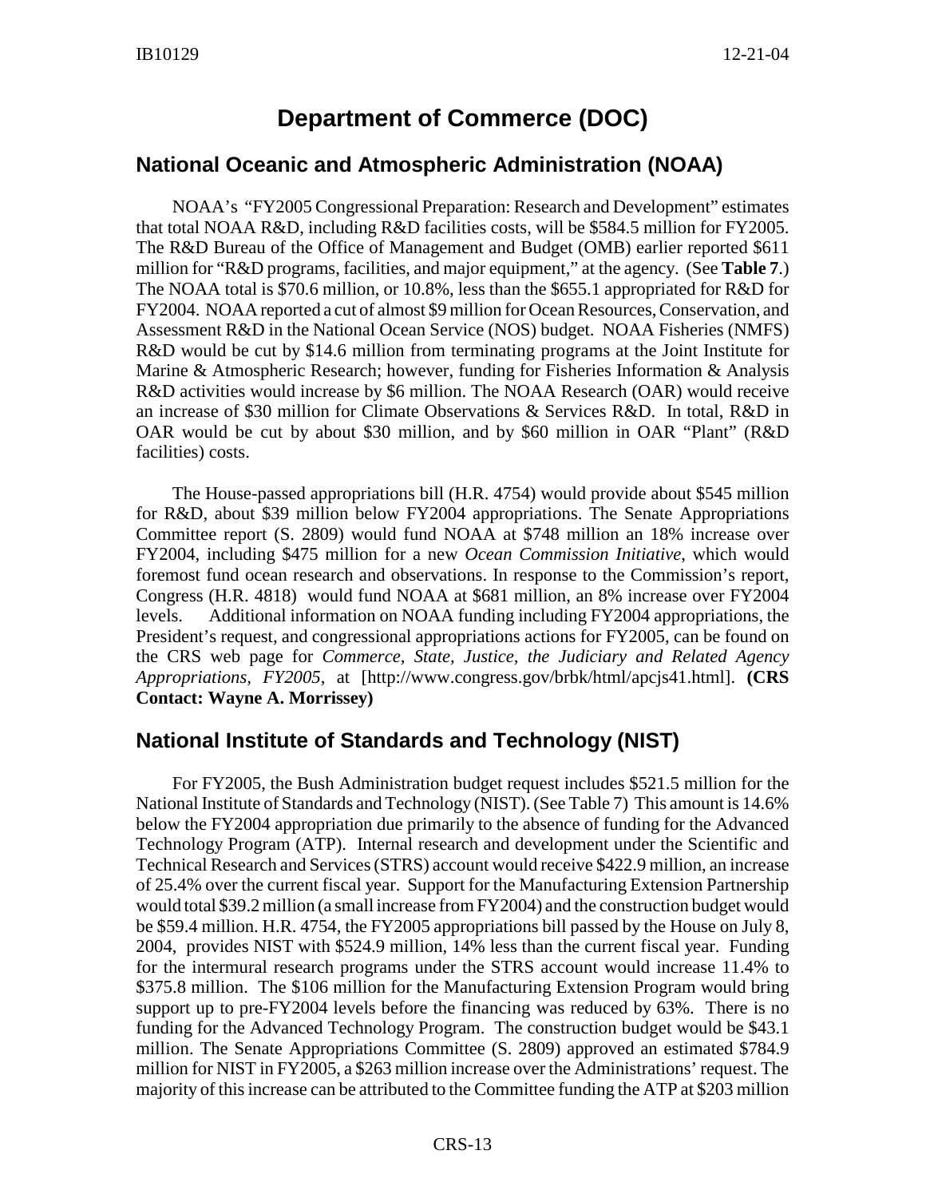# Department of Commerce (DOC)

## National Oceanic and Atmospheric Administration (NOAA)

NOAA's "FY2005 Congressional Preparation: Research and Development" estimates that total NOAA R&D, including R&D facilities costs, will be $584.5 million for FY2005. The R&D Bureau of the Office of Management and Budget (OMB) earlier reported $611 million for "R&D programs, facilities, and major equipment," at the agency. (See **Table 7**.) The NOAA total is $70.6 million, or 10.8%, less than the $655.1 appropriated for R&D for FY2004. NOAA reported a cut of almost $9 million for Ocean Resources, Conservation, and Assessment R&D in the National Ocean Service (NOS) budget. NOAA Fisheries (NMFS) R&D would be cut by $14.6 million from terminating programs at the Joint Institute for Marine & Atmospheric Research; however, funding for Fisheries Information & Analysis R&D activities would increase by $6 million. The NOAA Research (OAR) would receive an increase of $30 million for Climate Observations & Services R&D. In total, R&D in OAR would be cut by about $30 million, and by $60 million in OAR "Plant" (R&D facilities) costs.

The House-passed appropriations bill (H.R. 4754) would provide about $545 million for R&D, about $39 million below FY2004 appropriations. The Senate Appropriations Committee report (S. 2809) would fund NOAA at $748 million an 18% increase over FY2004, including $475 million for a new *Ocean Commission Initiative*, which would foremost fund ocean research and observations. In response to the Commission's report, Congress (H.R. 4818) would fund NOAA at $681 million, an 8% increase over FY2004 levels. Additional information on NOAA funding including FY2004 appropriations, the President's request, and congressional appropriations actions for FY2005, can be found on the CRS web page for *Commerce, State, Justice, the Judiciary and Related Agency Appropriations, FY2005*, at [http://www.congress.gov/brbk/html/apcjs41.html]. **(CRS Contact: Wayne A. Morrissey)**

## National Institute of Standards and Technology (NIST)

For FY2005, the Bush Administration budget request includes $521.5 million for the National Institute of Standards and Technology (NIST). (See Table 7) This amount is 14.6% below the FY2004 appropriation due primarily to the absence of funding for the Advanced Technology Program (ATP). Internal research and development under the Scientific and Technical Research and Services (STRS) account would receive $422.9 million, an increase of 25.4% over the current fiscal year. Support for the Manufacturing Extension Partnership would total $39.2 million (a small increase from FY2004) and the construction budget would be $59.4 million. H.R. 4754, the FY2005 appropriations bill passed by the House on July 8, 2004, provides NIST with $524.9 million, 14% less than the current fiscal year. Funding for the intermural research programs under the STRS account would increase 11.4% to $375.8 million. The $106 million for the Manufacturing Extension Program would bring support up to pre-FY2004 levels before the financing was reduced by 63%. There is no funding for the Advanced Technology Program. The construction budget would be $43.1 million. The Senate Appropriations Committee (S. 2809) approved an estimated $784.9 million for NIST in FY2005, a $263 million increase over the Administrations' request. The majority of this increase can be attributed to the Committee funding the ATP at $203 million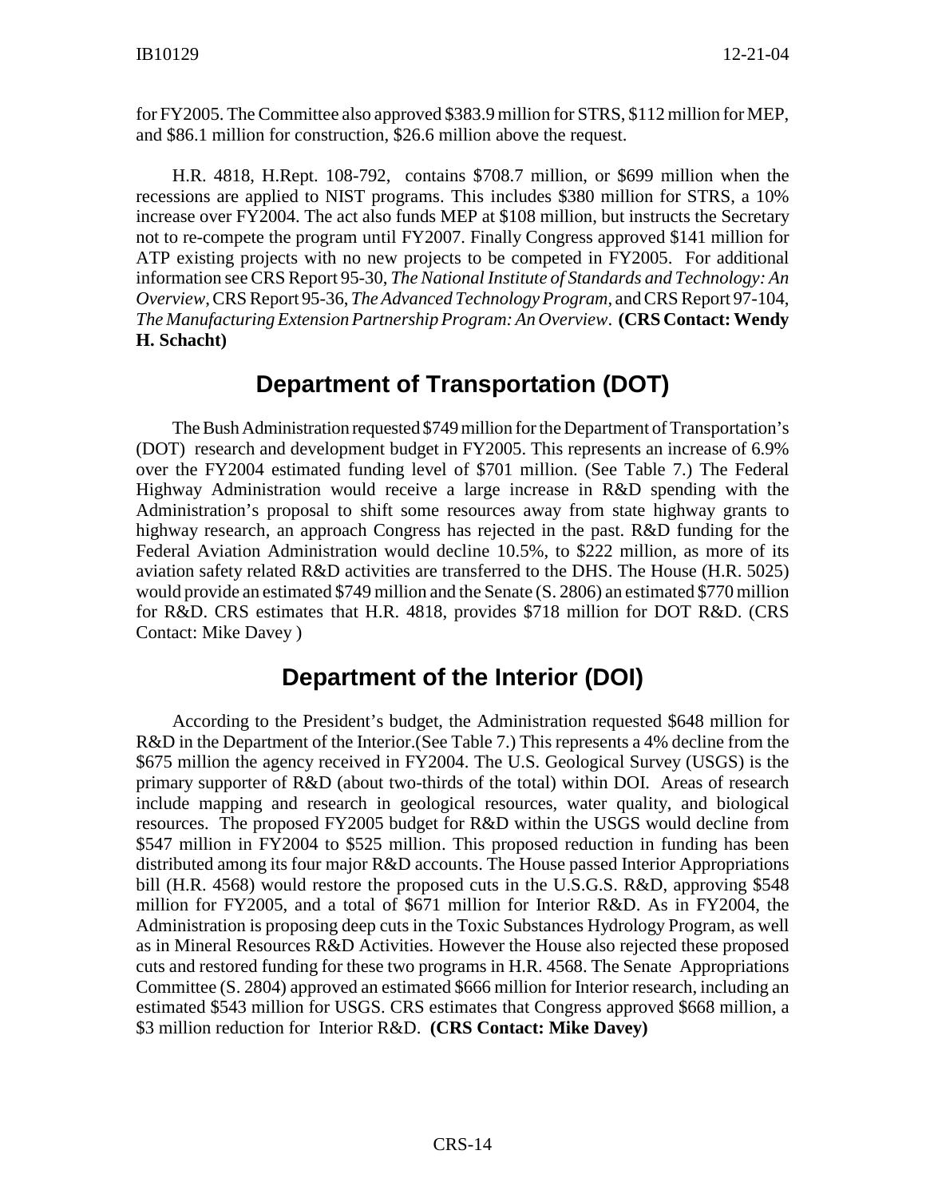for FY2005. The Committee also approved $383.9 million for STRS, $112 million for MEP, and $86.1 million for construction, $26.6 million above the request.

H.R. 4818, H.Rept. 108-792, contains $708.7 million, or $699 million when the recessions are applied to NIST programs. This includes $380 million for STRS, a 10% increase over FY2004. The act also funds MEP at $108 million, but instructs the Secretary not to re-compete the program until FY2007. Finally Congress approved $141 million for ATP existing projects with no new projects to be competed in FY2005. For additional information see CRS Report 95-30, *The National Institute of Standards and Technology: An Overview*, CRS Report 95-36, *The Advanced Technology Program*, and CRS Report 97-104, *The Manufacturing Extension Partnership Program: An Overview*. **(CRS Contact: Wendy H. Schacht)**

## Department of Transportation (DOT)

The Bush Administration requested $749 million for the Department of Transportation's (DOT) research and development budget in FY2005. This represents an increase of 6.9% over the FY2004 estimated funding level of $701 million. (See Table 7.) The Federal Highway Administration would receive a large increase in R&D spending with the Administration's proposal to shift some resources away from state highway grants to highway research, an approach Congress has rejected in the past. R&D funding for the Federal Aviation Administration would decline 10.5%, to $222 million, as more of its aviation safety related R&D activities are transferred to the DHS. The House (H.R. 5025) would provide an estimated $749 million and the Senate (S. 2806) an estimated $770 million for R&D. CRS estimates that H.R. 4818, provides $718 million for DOT R&D. (CRS Contact: Mike Davey )

## Department of the Interior (DOI)

According to the President's budget, the Administration requested $648 million for R&D in the Department of the Interior.(See Table 7.) This represents a 4% decline from the $675 million the agency received in FY2004. The U.S. Geological Survey (USGS) is the primary supporter of R&D (about two-thirds of the total) within DOI. Areas of research include mapping and research in geological resources, water quality, and biological resources. The proposed FY2005 budget for R&D within the USGS would decline from $547 million in FY2004 to $525 million. This proposed reduction in funding has been distributed among its four major R&D accounts. The House passed Interior Appropriations bill (H.R. 4568) would restore the proposed cuts in the U.S.G.S. R&D, approving $548 million for FY2005, and a total of $671 million for Interior R&D. As in FY2004, the Administration is proposing deep cuts in the Toxic Substances Hydrology Program, as well as in Mineral Resources R&D Activities. However the House also rejected these proposed cuts and restored funding for these two programs in H.R. 4568. The Senate Appropriations Committee (S. 2804) approved an estimated $666 million for Interior research, including an estimated $543 million for USGS. CRS estimates that Congress approved $668 million, a $3 million reduction for Interior R&D. **(CRS Contact: Mike Davey)**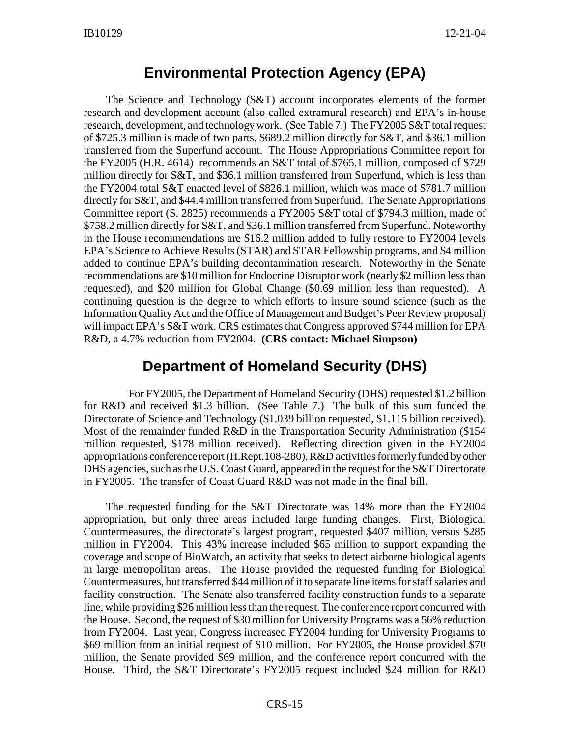## Environmental Protection Agency (EPA)

The Science and Technology (S&T) account incorporates elements of the former research and development account (also called extramural research) and EPA's in-house research, development, and technology work. (See Table 7.) The FY2005 S&T total request of $725.3 million is made of two parts, $689.2 million directly for S&T, and $36.1 million transferred from the Superfund account. The House Appropriations Committee report for the FY2005 (H.R. 4614) recommends an S&T total of $765.1 million, composed of $729 million directly for S&T, and $36.1 million transferred from Superfund, which is less than the FY2004 total S&T enacted level of $826.1 million, which was made of $781.7 million directly for S&T, and $44.4 million transferred from Superfund. The Senate Appropriations Committee report (S. 2825) recommends a FY2005 S&T total of $794.3 million, made of $758.2 million directly for S&T, and $36.1 million transferred from Superfund. Noteworthy in the House recommendations are $16.2 million added to fully restore to FY2004 levels EPA's Science to Achieve Results (STAR) and STAR Fellowship programs, and $4 million added to continue EPA's building decontamination research. Noteworthy in the Senate recommendations are $10 million for Endocrine Disruptor work (nearly $2 million less than requested), and $20 million for Global Change ($0.69 million less than requested). A continuing question is the degree to which efforts to insure sound science (such as the Information Quality Act and the Office of Management and Budget's Peer Review proposal) will impact EPA's S&T work. CRS estimates that Congress approved $744 million for EPA R&D, a 4.7% reduction from FY2004. **(CRS contact: Michael Simpson)**

## Department of Homeland Security (DHS)

For FY2005, the Department of Homeland Security (DHS) requested $1.2 billion for R&D and received $1.3 billion. (See Table 7.) The bulk of this sum funded the Directorate of Science and Technology ($1.039 billion requested, $1.115 billion received). Most of the remainder funded R&D in the Transportation Security Administration ($154 million requested, $178 million received). Reflecting direction given in the FY2004 appropriations conference report (H.Rept.108-280), R&D activities formerly funded by other DHS agencies, such as the U.S. Coast Guard, appeared in the request for the S&T Directorate in FY2005. The transfer of Coast Guard R&D was not made in the final bill.

The requested funding for the S&T Directorate was 14% more than the FY2004 appropriation, but only three areas included large funding changes. First, Biological Countermeasures, the directorate's largest program, requested $407 million, versus $285 million in FY2004. This 43% increase included $65 million to support expanding the coverage and scope of BioWatch, an activity that seeks to detect airborne biological agents in large metropolitan areas. The House provided the requested funding for Biological Countermeasures, but transferred $44 million of it to separate line items for staff salaries and facility construction. The Senate also transferred facility construction funds to a separate line, while providing $26 million less than the request. The conference report concurred with the House. Second, the request of $30 million for University Programs was a 56% reduction from FY2004. Last year, Congress increased FY2004 funding for University Programs to $69 million from an initial request of $10 million. For FY2005, the House provided $70 million, the Senate provided $69 million, and the conference report concurred with the House. Third, the S&T Directorate's FY2005 request included $24 million for R&D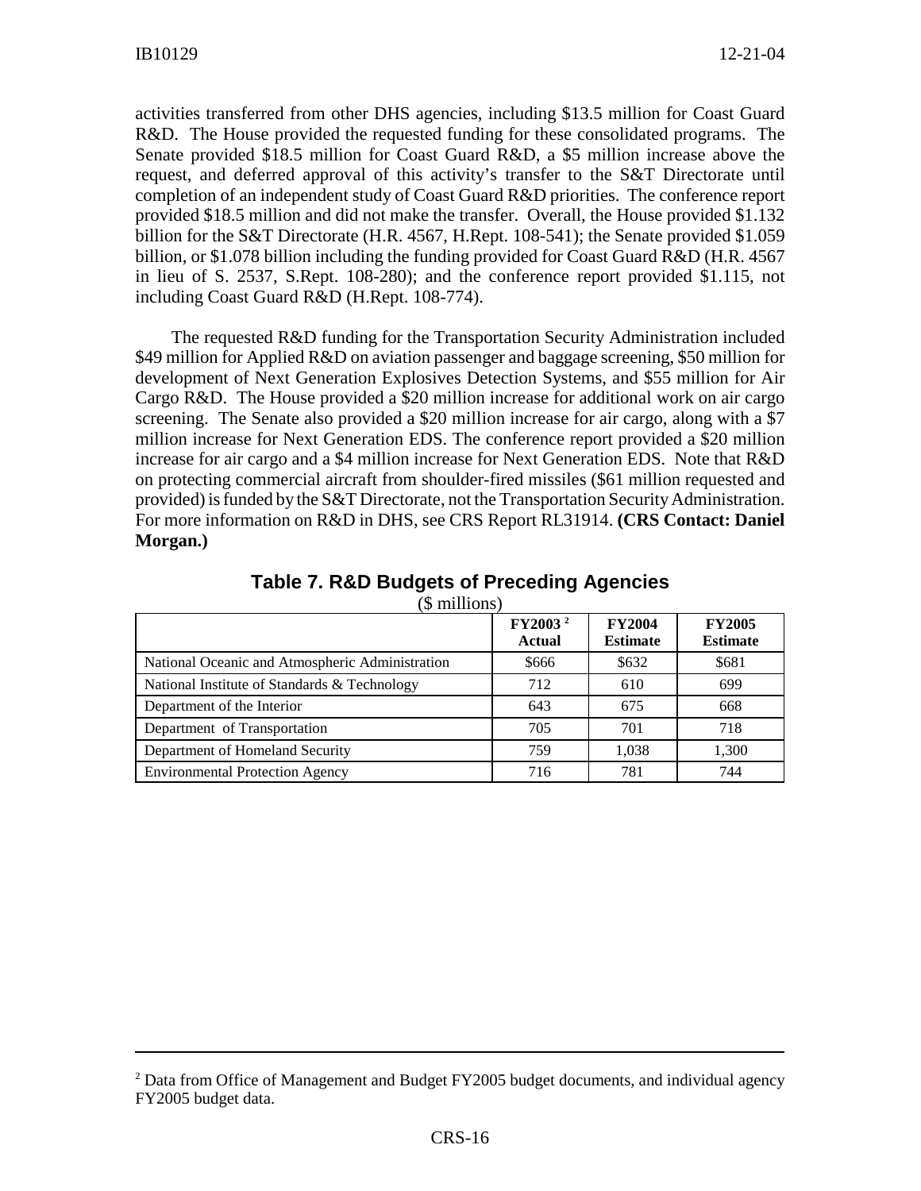activities transferred from other DHS agencies, including $13.5 million for Coast Guard R&D. The House provided the requested funding for these consolidated programs. The Senate provided $18.5 million for Coast Guard R&D, a $5 million increase above the request, and deferred approval of this activity's transfer to the S&T Directorate until completion of an independent study of Coast Guard R&D priorities. The conference report provided $18.5 million and did not make the transfer. Overall, the House provided $1.132 billion for the S&T Directorate (H.R. 4567, H.Rept. 108-541); the Senate provided $1.059 billion, or $1.078 billion including the funding provided for Coast Guard R&D (H.R. 4567 in lieu of S. 2537, S.Rept. 108-280); and the conference report provided $1.115, not including Coast Guard R&D (H.Rept. 108-774).

The requested R&D funding for the Transportation Security Administration included $49 million for Applied R&D on aviation passenger and baggage screening, $50 million for development of Next Generation Explosives Detection Systems, and $55 million for Air Cargo R&D. The House provided a $20 million increase for additional work on air cargo screening. The Senate also provided a $20 million increase for air cargo, along with a $7 million increase for Next Generation EDS. The conference report provided a $20 million increase for air cargo and a $4 million increase for Next Generation EDS. Note that R&D on protecting commercial aircraft from shoulder-fired missiles ($61 million requested and provided) is funded by the S&T Directorate, not the Transportation Security Administration. For more information on R&D in DHS, see CRS Report RL31914. **(CRS Contact: Daniel Morgan.)**

## Table 7. R&D Budgets of Preceding Agencies

($ millions)

| | FY2003 [2] Actual | FY2004 Estimate | FY2005 Estimate |
|---|---|---|---|
| National Oceanic and Atmospheric Administration | $666 | $632 | $681 |
| National Institute of Standards & Technology | 712 | 610 | 699 |
| Department of the Interior | 643 | 675 | 668 |
| Department of Transportation | 705 | 701 | 718 |
| Department of Homeland Security | 759 | 1,038 | 1,300 |
| Environmental Protection Agency | 716 | 781 | 744 |

[2] Data from Office of Management and Budget FY2005 budget documents, and individual agency FY2005 budget data.